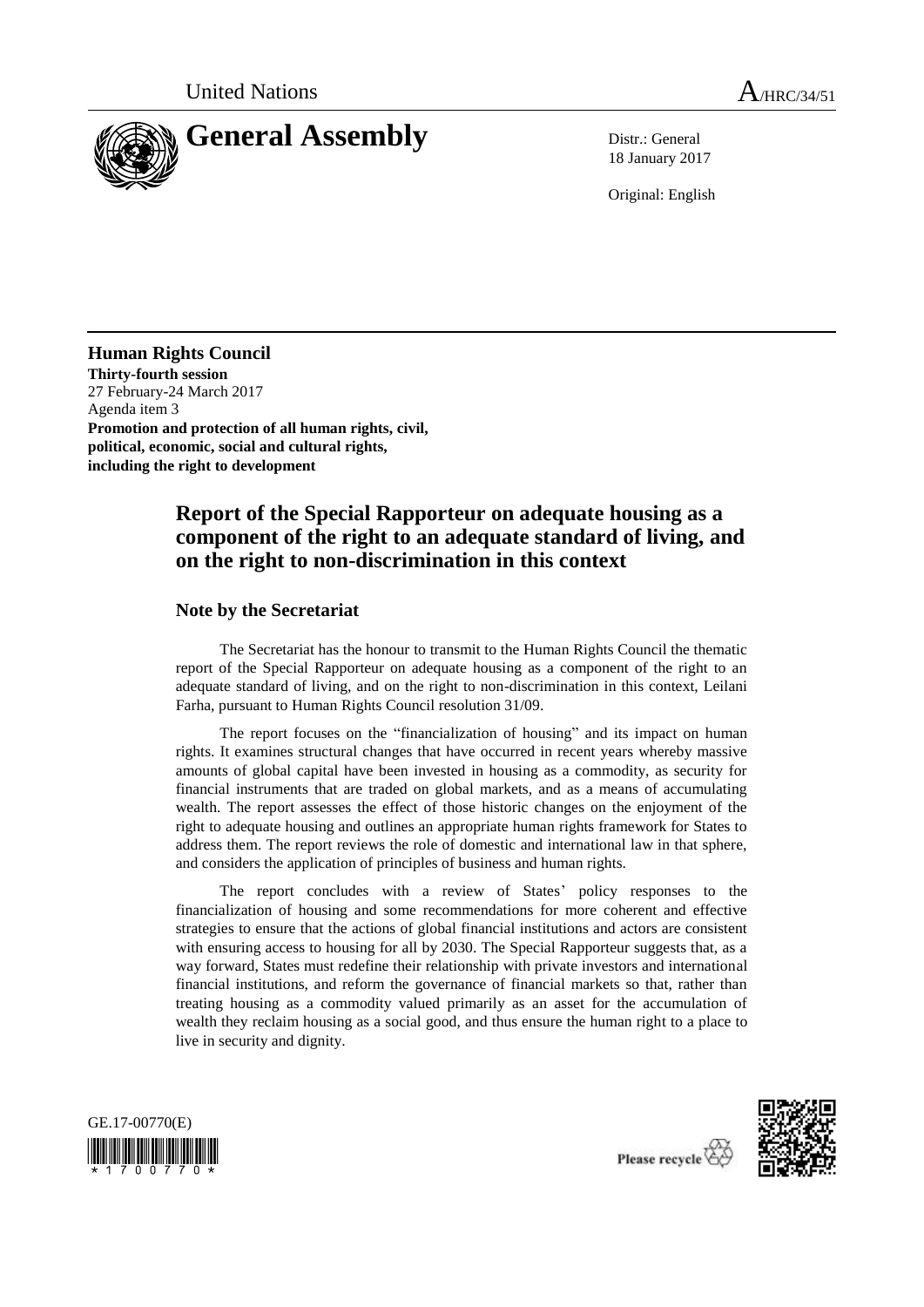United Nations A/HRC/34/51

# General Assembly

Distr.: General
18 January 2017

Original: English

**Human Rights Council**
**Thirty-fourth session**
27 February-24 March 2017
Agenda item 3
**Promotion and protection of all human rights, civil, political, economic, social and cultural rights, including the right to development**

# Report of the Special Rapporteur on adequate housing as a component of the right to an adequate standard of living, and on the right to non-discrimination in this context

## Note by the Secretariat

The Secretariat has the honour to transmit to the Human Rights Council the thematic report of the Special Rapporteur on adequate housing as a component of the right to an adequate standard of living, and on the right to non-discrimination in this context, Leilani Farha, pursuant to Human Rights Council resolution 31/09.

The report focuses on the "financialization of housing" and its impact on human rights. It examines structural changes that have occurred in recent years whereby massive amounts of global capital have been invested in housing as a commodity, as security for financial instruments that are traded on global markets, and as a means of accumulating wealth. The report assesses the effect of those historic changes on the enjoyment of the right to adequate housing and outlines an appropriate human rights framework for States to address them. The report reviews the role of domestic and international law in that sphere, and considers the application of principles of business and human rights.

The report concludes with a review of States' policy responses to the financialization of housing and some recommendations for more coherent and effective strategies to ensure that the actions of global financial institutions and actors are consistent with ensuring access to housing for all by 2030. The Special Rapporteur suggests that, as a way forward, States must redefine their relationship with private investors and international financial institutions, and reform the governance of financial markets so that, rather than treating housing as a commodity valued primarily as an asset for the accumulation of wealth they reclaim housing as a social good, and thus ensure the human right to a place to live in security and dignity.

GE.17-00770(E)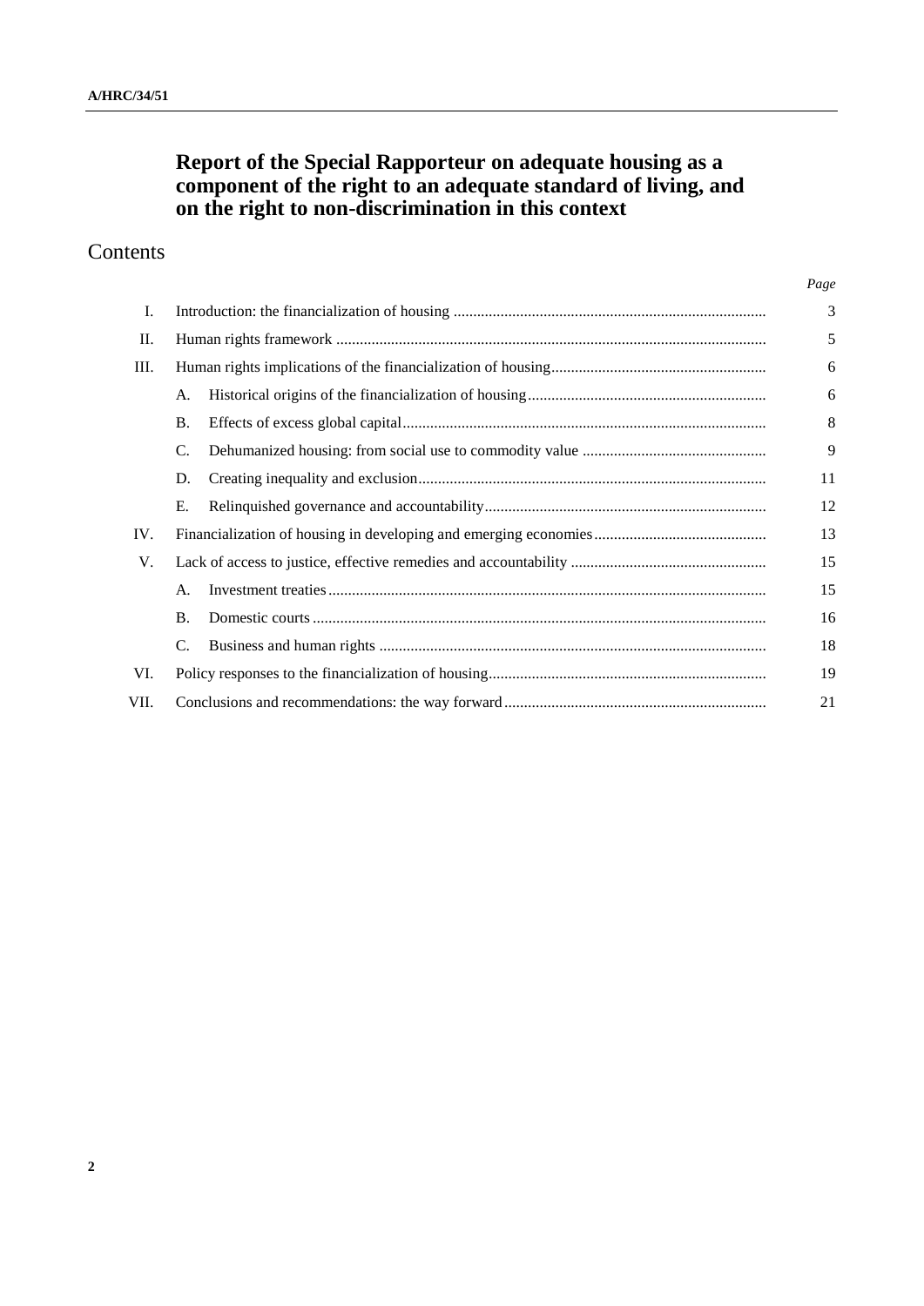# Report of the Special Rapporteur on adequate housing as a component of the right to an adequate standard of living, and on the right to non-discrimination in this context

## Contents

| | | | Page |
|---|---|---|---|
| I. | Introduction: the financialization of housing | | 3 |
| II. | Human rights framework | | 5 |
| III. | Human rights implications of the financialization of housing | | 6 |
| | A. | Historical origins of the financialization of housing | 6 |
| | B. | Effects of excess global capital | 8 |
| | C. | Dehumanized housing: from social use to commodity value | 9 |
| | D. | Creating inequality and exclusion | 11 |
| | E. | Relinquished governance and accountability | 12 |
| IV. | Financialization of housing in developing and emerging economies | | 13 |
| V. | Lack of access to justice, effective remedies and accountability | | 15 |
| | A. | Investment treaties | 15 |
| | B. | Domestic courts | 16 |
| | C. | Business and human rights | 18 |
| VI. | Policy responses to the financialization of housing | | 19 |
| VII. | Conclusions and recommendations: the way forward | | 21 |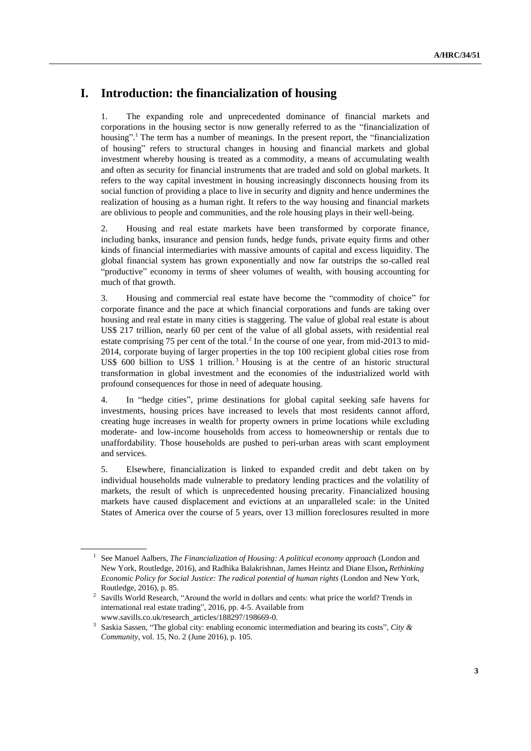# I. Introduction: the financialization of housing

1. The expanding role and unprecedented dominance of financial markets and corporations in the housing sector is now generally referred to as the "financialization of housing".[1] The term has a number of meanings. In the present report, the "financialization of housing" refers to structural changes in housing and financial markets and global investment whereby housing is treated as a commodity, a means of accumulating wealth and often as security for financial instruments that are traded and sold on global markets. It refers to the way capital investment in housing increasingly disconnects housing from its social function of providing a place to live in security and dignity and hence undermines the realization of housing as a human right. It refers to the way housing and financial markets are oblivious to people and communities, and the role housing plays in their well-being.

2. Housing and real estate markets have been transformed by corporate finance, including banks, insurance and pension funds, hedge funds, private equity firms and other kinds of financial intermediaries with massive amounts of capital and excess liquidity. The global financial system has grown exponentially and now far outstrips the so-called real "productive" economy in terms of sheer volumes of wealth, with housing accounting for much of that growth.

3. Housing and commercial real estate have become the "commodity of choice" for corporate finance and the pace at which financial corporations and funds are taking over housing and real estate in many cities is staggering. The value of global real estate is about US$ 217 trillion, nearly 60 per cent of the value of all global assets, with residential real estate comprising 75 per cent of the total.[2] In the course of one year, from mid-2013 to mid-2014, corporate buying of larger properties in the top 100 recipient global cities rose from US$ 600 billion to US$ 1 trillion.[3] Housing is at the centre of an historic structural transformation in global investment and the economies of the industrialized world with profound consequences for those in need of adequate housing.

4. In "hedge cities", prime destinations for global capital seeking safe havens for investments, housing prices have increased to levels that most residents cannot afford, creating huge increases in wealth for property owners in prime locations while excluding moderate- and low-income households from access to homeownership or rentals due to unaffordability. Those households are pushed to peri-urban areas with scant employment and services.

5. Elsewhere, financialization is linked to expanded credit and debt taken on by individual households made vulnerable to predatory lending practices and the volatility of markets, the result of which is unprecedented housing precarity. Financialized housing markets have caused displacement and evictions at an unparalleled scale: in the United States of America over the course of 5 years, over 13 million foreclosures resulted in more

---

[1] See Manuel Aalbers, *The Financialization of Housing: A political economy approach* (London and New York, Routledge, 2016), and Radhika Balakrishnan, James Heintz and Diane Elson**,** *Rethinking Economic Policy for Social Justice: The radical potential of human rights* (London and New York, Routledge, 2016), p. 85.

[2] Savills World Research, "Around the world in dollars and cents: what price the world? Trends in international real estate trading", 2016, pp. 4-5. Available from www.savills.co.uk/research_articles/188297/198669-0.

[3] Saskia Sassen, "The global city: enabling economic intermediation and bearing its costs", *City & Community*, vol. 15, No. 2 (June 2016), p. 105.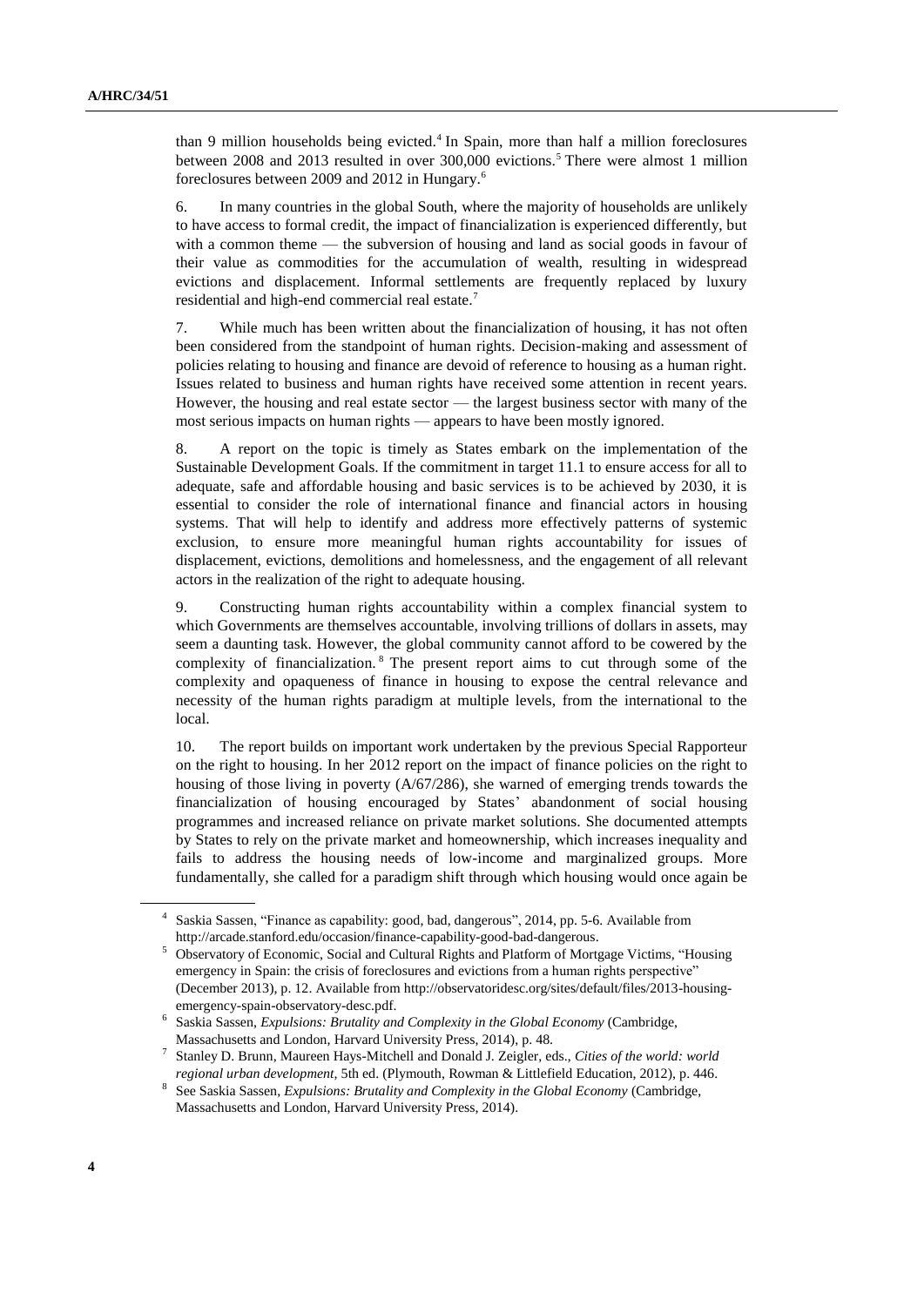than 9 million households being evicted.[4] In Spain, more than half a million foreclosures between 2008 and 2013 resulted in over 300,000 evictions.[5] There were almost 1 million foreclosures between 2009 and 2012 in Hungary.[6]

6. In many countries in the global South, where the majority of households are unlikely to have access to formal credit, the impact of financialization is experienced differently, but with a common theme — the subversion of housing and land as social goods in favour of their value as commodities for the accumulation of wealth, resulting in widespread evictions and displacement. Informal settlements are frequently replaced by luxury residential and high-end commercial real estate.[7]

7. While much has been written about the financialization of housing, it has not often been considered from the standpoint of human rights. Decision-making and assessment of policies relating to housing and finance are devoid of reference to housing as a human right. Issues related to business and human rights have received some attention in recent years. However, the housing and real estate sector — the largest business sector with many of the most serious impacts on human rights — appears to have been mostly ignored.

8. A report on the topic is timely as States embark on the implementation of the Sustainable Development Goals. If the commitment in target 11.1 to ensure access for all to adequate, safe and affordable housing and basic services is to be achieved by 2030, it is essential to consider the role of international finance and financial actors in housing systems. That will help to identify and address more effectively patterns of systemic exclusion, to ensure more meaningful human rights accountability for issues of displacement, evictions, demolitions and homelessness, and the engagement of all relevant actors in the realization of the right to adequate housing.

9. Constructing human rights accountability within a complex financial system to which Governments are themselves accountable, involving trillions of dollars in assets, may seem a daunting task. However, the global community cannot afford to be cowered by the complexity of financialization.[8] The present report aims to cut through some of the complexity and opaqueness of finance in housing to expose the central relevance and necessity of the human rights paradigm at multiple levels, from the international to the local.

10. The report builds on important work undertaken by the previous Special Rapporteur on the right to housing. In her 2012 report on the impact of finance policies on the right to housing of those living in poverty (A/67/286), she warned of emerging trends towards the financialization of housing encouraged by States' abandonment of social housing programmes and increased reliance on private market solutions. She documented attempts by States to rely on the private market and homeownership, which increases inequality and fails to address the housing needs of low-income and marginalized groups. More fundamentally, she called for a paradigm shift through which housing would once again be

---

[4] Saskia Sassen, "Finance as capability: good, bad, dangerous", 2014, pp. 5-6. Available from http://arcade.stanford.edu/occasion/finance-capability-good-bad-dangerous.

[5] Observatory of Economic, Social and Cultural Rights and Platform of Mortgage Victims, "Housing emergency in Spain: the crisis of foreclosures and evictions from a human rights perspective" (December 2013), p. 12. Available from http://observatoridesc.org/sites/default/files/2013-housing-emergency-spain-observatory-desc.pdf.

[6] Saskia Sassen, *Expulsions: Brutality and Complexity in the Global Economy* (Cambridge, Massachusetts and London, Harvard University Press, 2014), p. 48.

[7] Stanley D. Brunn, Maureen Hays-Mitchell and Donald J. Zeigler, eds., *Cities of the world: world regional urban development*, 5th ed. (Plymouth, Rowman & Littlefield Education, 2012), p. 446.

[8] See Saskia Sassen, *Expulsions: Brutality and Complexity in the Global Economy* (Cambridge, Massachusetts and London, Harvard University Press, 2014).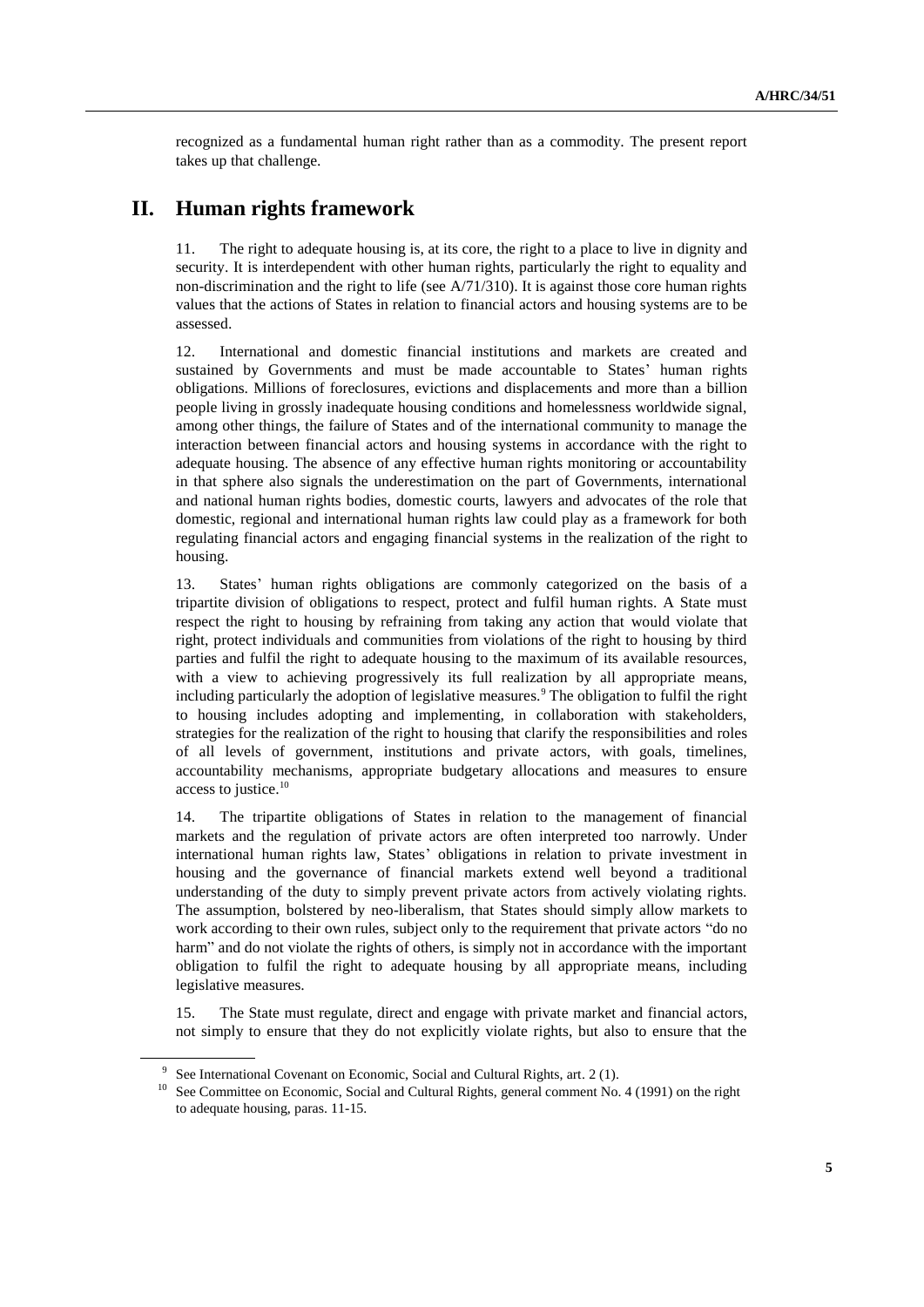recognized as a fundamental human right rather than as a commodity. The present report takes up that challenge.

## II. Human rights framework

11. The right to adequate housing is, at its core, the right to a place to live in dignity and security. It is interdependent with other human rights, particularly the right to equality and non-discrimination and the right to life (see A/71/310). It is against those core human rights values that the actions of States in relation to financial actors and housing systems are to be assessed.

12. International and domestic financial institutions and markets are created and sustained by Governments and must be made accountable to States' human rights obligations. Millions of foreclosures, evictions and displacements and more than a billion people living in grossly inadequate housing conditions and homelessness worldwide signal, among other things, the failure of States and of the international community to manage the interaction between financial actors and housing systems in accordance with the right to adequate housing. The absence of any effective human rights monitoring or accountability in that sphere also signals the underestimation on the part of Governments, international and national human rights bodies, domestic courts, lawyers and advocates of the role that domestic, regional and international human rights law could play as a framework for both regulating financial actors and engaging financial systems in the realization of the right to housing.

13. States' human rights obligations are commonly categorized on the basis of a tripartite division of obligations to respect, protect and fulfil human rights. A State must respect the right to housing by refraining from taking any action that would violate that right, protect individuals and communities from violations of the right to housing by third parties and fulfil the right to adequate housing to the maximum of its available resources, with a view to achieving progressively its full realization by all appropriate means, including particularly the adoption of legislative measures.[9] The obligation to fulfil the right to housing includes adopting and implementing, in collaboration with stakeholders, strategies for the realization of the right to housing that clarify the responsibilities and roles of all levels of government, institutions and private actors, with goals, timelines, accountability mechanisms, appropriate budgetary allocations and measures to ensure access to justice.[10]

14. The tripartite obligations of States in relation to the management of financial markets and the regulation of private actors are often interpreted too narrowly. Under international human rights law, States' obligations in relation to private investment in housing and the governance of financial markets extend well beyond a traditional understanding of the duty to simply prevent private actors from actively violating rights. The assumption, bolstered by neo-liberalism, that States should simply allow markets to work according to their own rules, subject only to the requirement that private actors "do no harm" and do not violate the rights of others, is simply not in accordance with the important obligation to fulfil the right to adequate housing by all appropriate means, including legislative measures.

15. The State must regulate, direct and engage with private market and financial actors, not simply to ensure that they do not explicitly violate rights, but also to ensure that the

---

[9] See International Covenant on Economic, Social and Cultural Rights, art. 2 (1).

[10] See Committee on Economic, Social and Cultural Rights, general comment No. 4 (1991) on the right to adequate housing, paras. 11-15.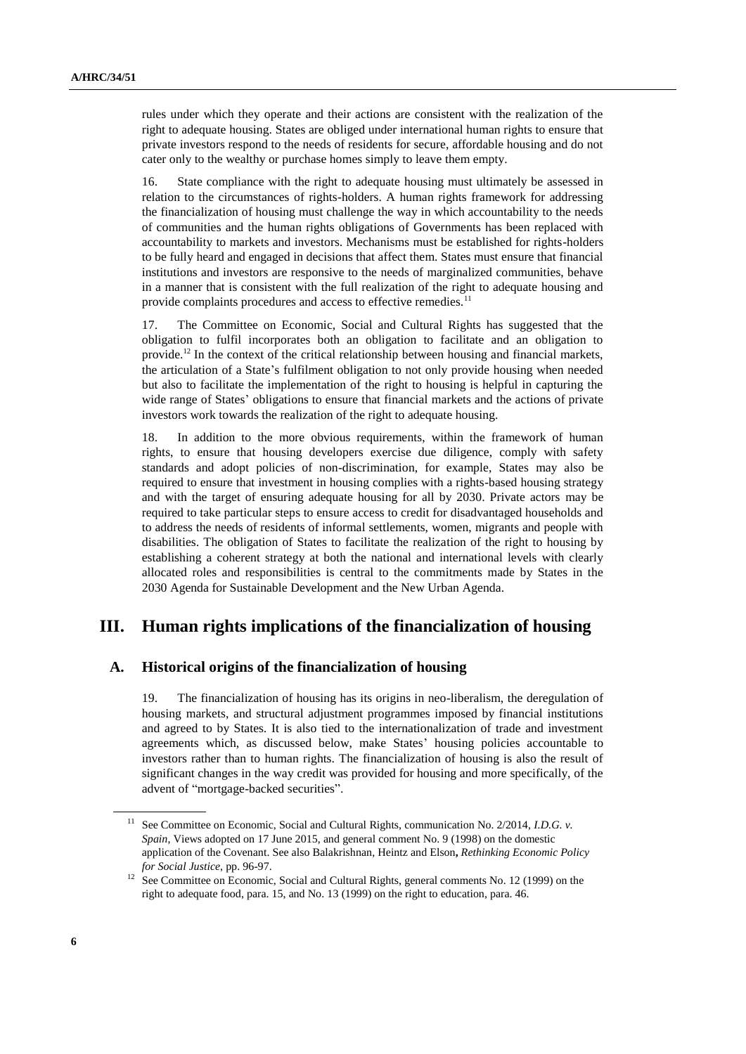rules under which they operate and their actions are consistent with the realization of the right to adequate housing. States are obliged under international human rights to ensure that private investors respond to the needs of residents for secure, affordable housing and do not cater only to the wealthy or purchase homes simply to leave them empty.

16. State compliance with the right to adequate housing must ultimately be assessed in relation to the circumstances of rights-holders. A human rights framework for addressing the financialization of housing must challenge the way in which accountability to the needs of communities and the human rights obligations of Governments has been replaced with accountability to markets and investors. Mechanisms must be established for rights-holders to be fully heard and engaged in decisions that affect them. States must ensure that financial institutions and investors are responsive to the needs of marginalized communities, behave in a manner that is consistent with the full realization of the right to adequate housing and provide complaints procedures and access to effective remedies.[11]

17. The Committee on Economic, Social and Cultural Rights has suggested that the obligation to fulfil incorporates both an obligation to facilitate and an obligation to provide.[12] In the context of the critical relationship between housing and financial markets, the articulation of a State's fulfilment obligation to not only provide housing when needed but also to facilitate the implementation of the right to housing is helpful in capturing the wide range of States' obligations to ensure that financial markets and the actions of private investors work towards the realization of the right to adequate housing.

18. In addition to the more obvious requirements, within the framework of human rights, to ensure that housing developers exercise due diligence, comply with safety standards and adopt policies of non-discrimination, for example, States may also be required to ensure that investment in housing complies with a rights-based housing strategy and with the target of ensuring adequate housing for all by 2030. Private actors may be required to take particular steps to ensure access to credit for disadvantaged households and to address the needs of residents of informal settlements, women, migrants and people with disabilities. The obligation of States to facilitate the realization of the right to housing by establishing a coherent strategy at both the national and international levels with clearly allocated roles and responsibilities is central to the commitments made by States in the 2030 Agenda for Sustainable Development and the New Urban Agenda.

## III. Human rights implications of the financialization of housing

### A. Historical origins of the financialization of housing

19. The financialization of housing has its origins in neo-liberalism, the deregulation of housing markets, and structural adjustment programmes imposed by financial institutions and agreed to by States. It is also tied to the internationalization of trade and investment agreements which, as discussed below, make States' housing policies accountable to investors rather than to human rights. The financialization of housing is also the result of significant changes in the way credit was provided for housing and more specifically, of the advent of "mortgage-backed securities".

[11] See Committee on Economic, Social and Cultural Rights, communication No. 2/2014, *I.D.G. v. Spain*, Views adopted on 17 June 2015, and general comment No. 9 (1998) on the domestic application of the Covenant. See also Balakrishnan, Heintz and Elson, *Rethinking Economic Policy for Social Justice*, pp. 96-97.

[12] See Committee on Economic, Social and Cultural Rights, general comments No. 12 (1999) on the right to adequate food, para. 15, and No. 13 (1999) on the right to education, para. 46.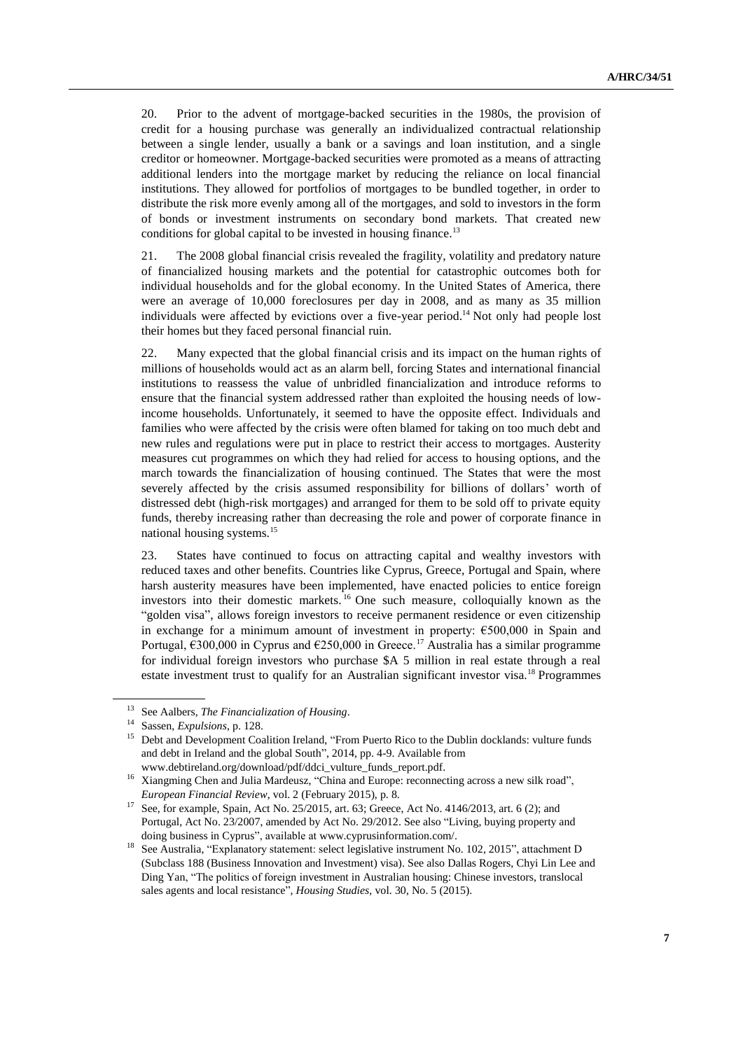20. Prior to the advent of mortgage-backed securities in the 1980s, the provision of credit for a housing purchase was generally an individualized contractual relationship between a single lender, usually a bank or a savings and loan institution, and a single creditor or homeowner. Mortgage-backed securities were promoted as a means of attracting additional lenders into the mortgage market by reducing the reliance on local financial institutions. They allowed for portfolios of mortgages to be bundled together, in order to distribute the risk more evenly among all of the mortgages, and sold to investors in the form of bonds or investment instruments on secondary bond markets. That created new conditions for global capital to be invested in housing finance.[13]

21. The 2008 global financial crisis revealed the fragility, volatility and predatory nature of financialized housing markets and the potential for catastrophic outcomes both for individual households and for the global economy. In the United States of America, there were an average of 10,000 foreclosures per day in 2008, and as many as 35 million individuals were affected by evictions over a five-year period.[14] Not only had people lost their homes but they faced personal financial ruin.

22. Many expected that the global financial crisis and its impact on the human rights of millions of households would act as an alarm bell, forcing States and international financial institutions to reassess the value of unbridled financialization and introduce reforms to ensure that the financial system addressed rather than exploited the housing needs of low-income households. Unfortunately, it seemed to have the opposite effect. Individuals and families who were affected by the crisis were often blamed for taking on too much debt and new rules and regulations were put in place to restrict their access to mortgages. Austerity measures cut programmes on which they had relied for access to housing options, and the march towards the financialization of housing continued. The States that were the most severely affected by the crisis assumed responsibility for billions of dollars' worth of distressed debt (high-risk mortgages) and arranged for them to be sold off to private equity funds, thereby increasing rather than decreasing the role and power of corporate finance in national housing systems.[15]

23. States have continued to focus on attracting capital and wealthy investors with reduced taxes and other benefits. Countries like Cyprus, Greece, Portugal and Spain, where harsh austerity measures have been implemented, have enacted policies to entice foreign investors into their domestic markets.[16] One such measure, colloquially known as the "golden visa", allows foreign investors to receive permanent residence or even citizenship in exchange for a minimum amount of investment in property: €500,000 in Spain and Portugal, €300,000 in Cyprus and €250,000 in Greece.[17] Australia has a similar programme for individual foreign investors who purchase $A 5 million in real estate through a real estate investment trust to qualify for an Australian significant investor visa.[18] Programmes

---

[13] See Aalbers, *The Financialization of Housing*.

[14] Sassen, *Expulsions*, p. 128.

[15] Debt and Development Coalition Ireland, "From Puerto Rico to the Dublin docklands: vulture funds and debt in Ireland and the global South", 2014, pp. 4-9. Available from www.debtireland.org/download/pdf/ddci_vulture_funds_report.pdf.

[16] Xiangming Chen and Julia Mardeusz, "China and Europe: reconnecting across a new silk road", *European Financial Review*, vol. 2 (February 2015), p. 8.

[17] See, for example, Spain, Act No. 25/2015, art. 63; Greece, Act No. 4146/2013, art. 6 (2); and Portugal, Act No. 23/2007, amended by Act No. 29/2012. See also "Living, buying property and doing business in Cyprus", available at www.cyprusinformation.com/.

[18] See Australia, "Explanatory statement: select legislative instrument No. 102, 2015", attachment D (Subclass 188 (Business Innovation and Investment) visa). See also Dallas Rogers, Chyi Lin Lee and Ding Yan, "The politics of foreign investment in Australian housing: Chinese investors, translocal sales agents and local resistance", *Housing Studies*, vol. 30, No. 5 (2015).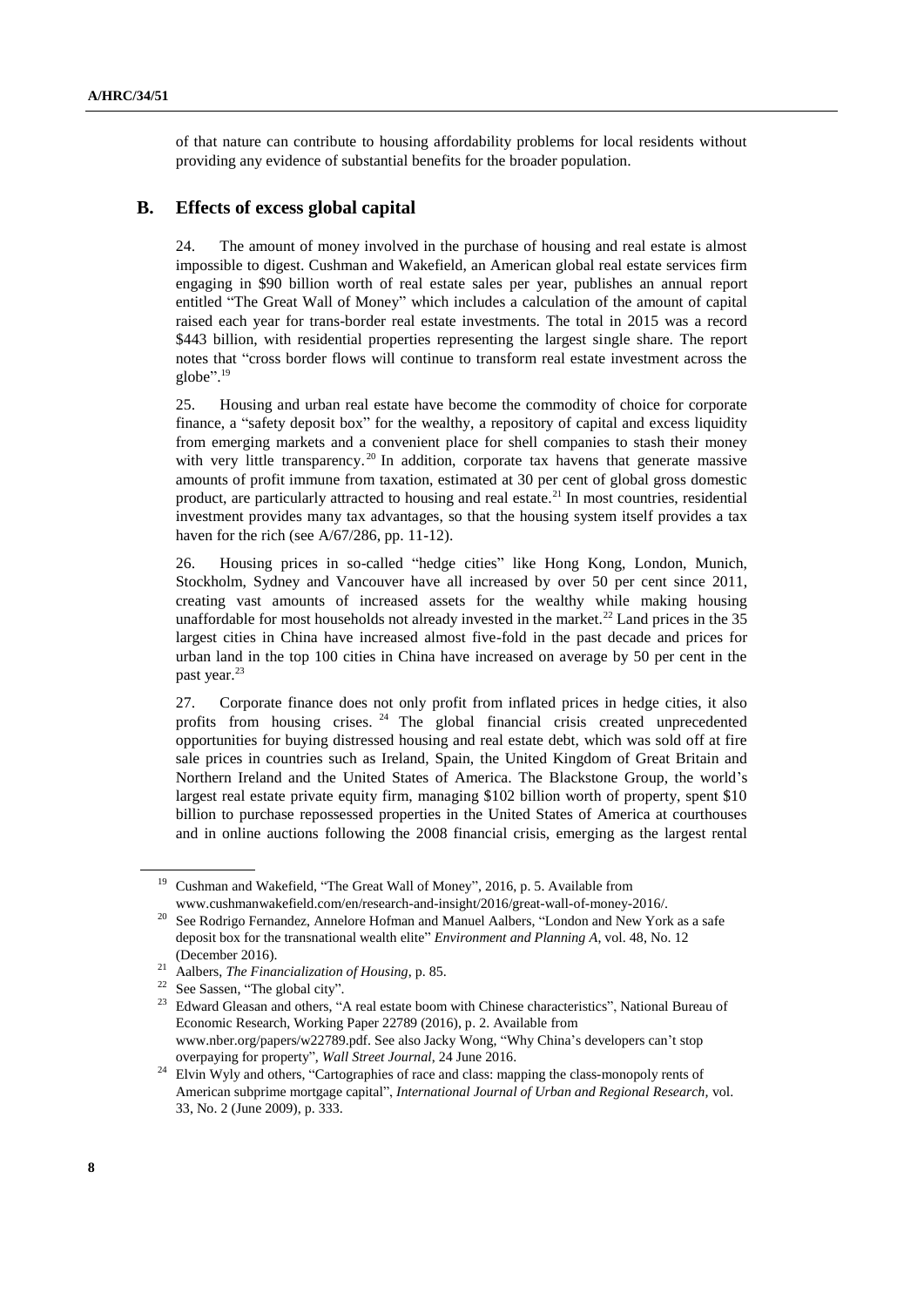of that nature can contribute to housing affordability problems for local residents without providing any evidence of substantial benefits for the broader population.

## B. Effects of excess global capital

24. The amount of money involved in the purchase of housing and real estate is almost impossible to digest. Cushman and Wakefield, an American global real estate services firm engaging in $90 billion worth of real estate sales per year, publishes an annual report entitled "The Great Wall of Money" which includes a calculation of the amount of capital raised each year for trans-border real estate investments. The total in 2015 was a record $443 billion, with residential properties representing the largest single share. The report notes that "cross border flows will continue to transform real estate investment across the globe".[19]

25. Housing and urban real estate have become the commodity of choice for corporate finance, a "safety deposit box" for the wealthy, a repository of capital and excess liquidity from emerging markets and a convenient place for shell companies to stash their money with very little transparency.[20] In addition, corporate tax havens that generate massive amounts of profit immune from taxation, estimated at 30 per cent of global gross domestic product, are particularly attracted to housing and real estate.[21] In most countries, residential investment provides many tax advantages, so that the housing system itself provides a tax haven for the rich (see A/67/286, pp. 11-12).

26. Housing prices in so-called "hedge cities" like Hong Kong, London, Munich, Stockholm, Sydney and Vancouver have all increased by over 50 per cent since 2011, creating vast amounts of increased assets for the wealthy while making housing unaffordable for most households not already invested in the market.[22] Land prices in the 35 largest cities in China have increased almost five-fold in the past decade and prices for urban land in the top 100 cities in China have increased on average by 50 per cent in the past year.[23]

27. Corporate finance does not only profit from inflated prices in hedge cities, it also profits from housing crises.[24] The global financial crisis created unprecedented opportunities for buying distressed housing and real estate debt, which was sold off at fire sale prices in countries such as Ireland, Spain, the United Kingdom of Great Britain and Northern Ireland and the United States of America. The Blackstone Group, the world's largest real estate private equity firm, managing $102 billion worth of property, spent $10 billion to purchase repossessed properties in the United States of America at courthouses and in online auctions following the 2008 financial crisis, emerging as the largest rental

---

[19] Cushman and Wakefield, "The Great Wall of Money", 2016, p. 5. Available from www.cushmanwakefield.com/en/research-and-insight/2016/great-wall-of-money-2016/.

[20] See Rodrigo Fernandez, Annelore Hofman and Manuel Aalbers, "London and New York as a safe deposit box for the transnational wealth elite" *Environment and Planning A*, vol. 48, No. 12 (December 2016).

[21] Aalbers, *The Financialization of Housing*, p. 85.

[22] See Sassen, "The global city".

[23] Edward Gleasan and others, "A real estate boom with Chinese characteristics", National Bureau of Economic Research, Working Paper 22789 (2016), p. 2. Available from www.nber.org/papers/w22789.pdf. See also Jacky Wong, "Why China's developers can't stop overpaying for property", *Wall Street Journal*, 24 June 2016.

[24] Elvin Wyly and others, "Cartographies of race and class: mapping the class-monopoly rents of American subprime mortgage capital", *International Journal of Urban and Regional Research*, vol. 33, No. 2 (June 2009), p. 333.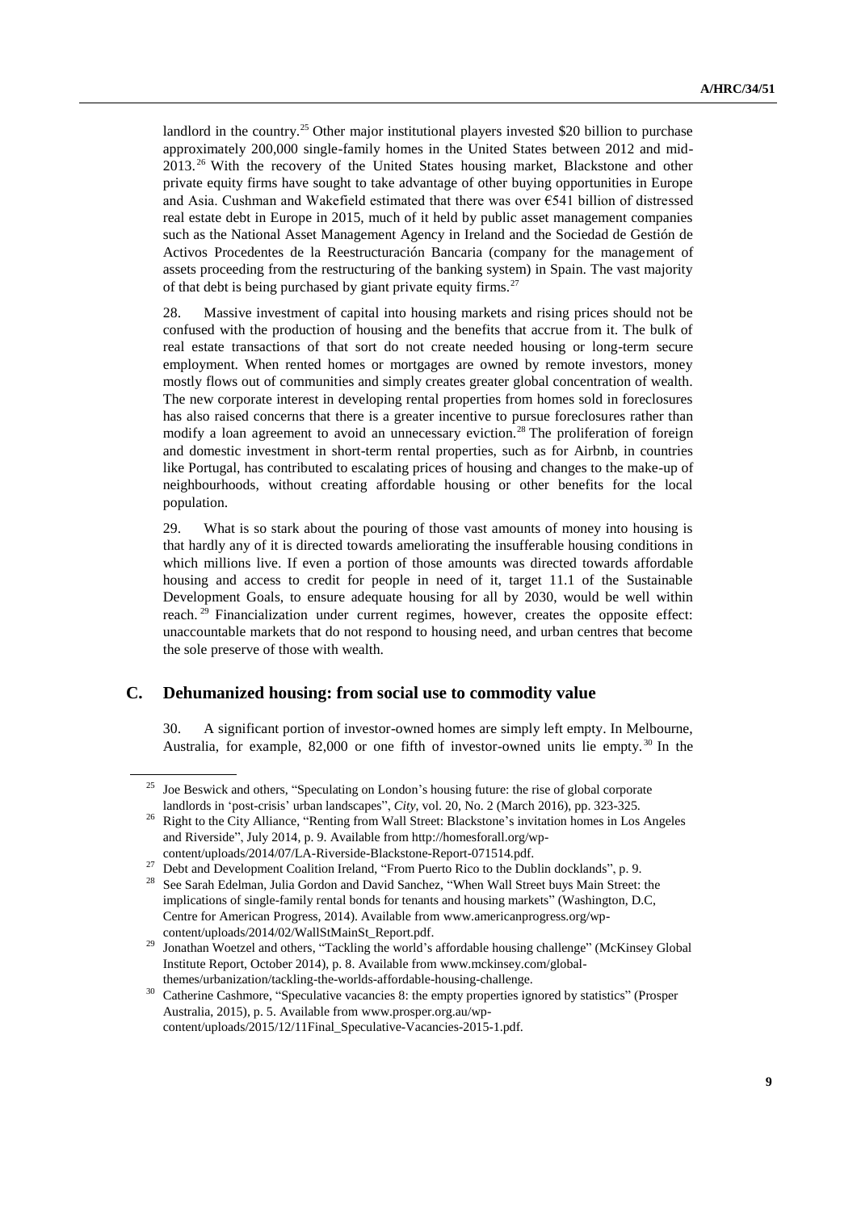landlord in the country.[25] Other major institutional players invested $20 billion to purchase approximately 200,000 single-family homes in the United States between 2012 and mid-2013.[26] With the recovery of the United States housing market, Blackstone and other private equity firms have sought to take advantage of other buying opportunities in Europe and Asia. Cushman and Wakefield estimated that there was over €541 billion of distressed real estate debt in Europe in 2015, much of it held by public asset management companies such as the National Asset Management Agency in Ireland and the Sociedad de Gestión de Activos Procedentes de la Reestructuración Bancaria (company for the management of assets proceeding from the restructuring of the banking system) in Spain. The vast majority of that debt is being purchased by giant private equity firms.[27]

28. Massive investment of capital into housing markets and rising prices should not be confused with the production of housing and the benefits that accrue from it. The bulk of real estate transactions of that sort do not create needed housing or long-term secure employment. When rented homes or mortgages are owned by remote investors, money mostly flows out of communities and simply creates greater global concentration of wealth. The new corporate interest in developing rental properties from homes sold in foreclosures has also raised concerns that there is a greater incentive to pursue foreclosures rather than modify a loan agreement to avoid an unnecessary eviction.[28] The proliferation of foreign and domestic investment in short-term rental properties, such as for Airbnb, in countries like Portugal, has contributed to escalating prices of housing and changes to the make-up of neighbourhoods, without creating affordable housing or other benefits for the local population.

29. What is so stark about the pouring of those vast amounts of money into housing is that hardly any of it is directed towards ameliorating the insufferable housing conditions in which millions live. If even a portion of those amounts was directed towards affordable housing and access to credit for people in need of it, target 11.1 of the Sustainable Development Goals, to ensure adequate housing for all by 2030, would be well within reach.[29] Financialization under current regimes, however, creates the opposite effect: unaccountable markets that do not respond to housing need, and urban centres that become the sole preserve of those with wealth.

## C. Dehumanized housing: from social use to commodity value

30. A significant portion of investor-owned homes are simply left empty. In Melbourne, Australia, for example, 82,000 or one fifth of investor-owned units lie empty.[30] In the

---

[25] Joe Beswick and others, "Speculating on London's housing future: the rise of global corporate landlords in 'post-crisis' urban landscapes", *City*, vol. 20, No. 2 (March 2016), pp. 323-325.

[26] Right to the City Alliance, "Renting from Wall Street: Blackstone's invitation homes in Los Angeles and Riverside", July 2014, p. 9. Available from http://homesforall.org/wp-content/uploads/2014/07/LA-Riverside-Blackstone-Report-071514.pdf.

[27] Debt and Development Coalition Ireland, "From Puerto Rico to the Dublin docklands", p. 9.

[28] See Sarah Edelman, Julia Gordon and David Sanchez, "When Wall Street buys Main Street: the implications of single-family rental bonds for tenants and housing markets" (Washington, D.C, Centre for American Progress, 2014). Available from www.americanprogress.org/wp-content/uploads/2014/02/WallStMainSt_Report.pdf.

[29] Jonathan Woetzel and others, "Tackling the world's affordable housing challenge" (McKinsey Global Institute Report, October 2014), p. 8. Available from www.mckinsey.com/global-themes/urbanization/tackling-the-worlds-affordable-housing-challenge.

[30] Catherine Cashmore, "Speculative vacancies 8: the empty properties ignored by statistics" (Prosper Australia, 2015), p. 5. Available from www.prosper.org.au/wp-content/uploads/2015/12/11Final_Speculative-Vacancies-2015-1.pdf.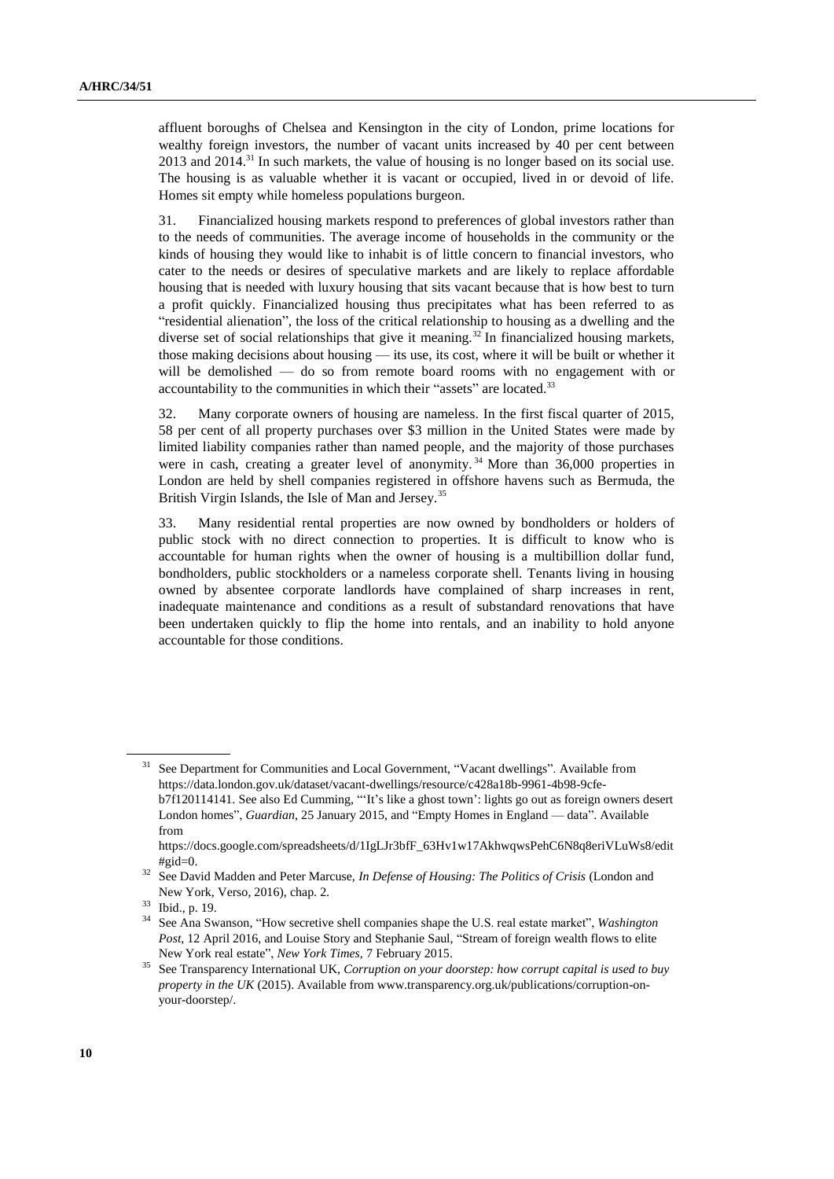affluent boroughs of Chelsea and Kensington in the city of London, prime locations for wealthy foreign investors, the number of vacant units increased by 40 per cent between 2013 and 2014.[31] In such markets, the value of housing is no longer based on its social use. The housing is as valuable whether it is vacant or occupied, lived in or devoid of life. Homes sit empty while homeless populations burgeon.

31. Financialized housing markets respond to preferences of global investors rather than to the needs of communities. The average income of households in the community or the kinds of housing they would like to inhabit is of little concern to financial investors, who cater to the needs or desires of speculative markets and are likely to replace affordable housing that is needed with luxury housing that sits vacant because that is how best to turn a profit quickly. Financialized housing thus precipitates what has been referred to as "residential alienation", the loss of the critical relationship to housing as a dwelling and the diverse set of social relationships that give it meaning.[32] In financialized housing markets, those making decisions about housing — its use, its cost, where it will be built or whether it will be demolished — do so from remote board rooms with no engagement with or accountability to the communities in which their "assets" are located.[33]

32. Many corporate owners of housing are nameless. In the first fiscal quarter of 2015, 58 per cent of all property purchases over $3 million in the United States were made by limited liability companies rather than named people, and the majority of those purchases were in cash, creating a greater level of anonymity.[34] More than 36,000 properties in London are held by shell companies registered in offshore havens such as Bermuda, the British Virgin Islands, the Isle of Man and Jersey.[35]

33. Many residential rental properties are now owned by bondholders or holders of public stock with no direct connection to properties. It is difficult to know who is accountable for human rights when the owner of housing is a multibillion dollar fund, bondholders, public stockholders or a nameless corporate shell. Tenants living in housing owned by absentee corporate landlords have complained of sharp increases in rent, inadequate maintenance and conditions as a result of substandard renovations that have been undertaken quickly to flip the home into rentals, and an inability to hold anyone accountable for those conditions.

---

[31] See Department for Communities and Local Government, "Vacant dwellings". Available from https://data.london.gov.uk/dataset/vacant-dwellings/resource/c428a18b-9961-4b98-9cfe-b7f120114141. See also Ed Cumming, "'It's like a ghost town': lights go out as foreign owners desert London homes", *Guardian*, 25 January 2015, and "Empty Homes in England — data". Available from https://docs.google.com/spreadsheets/d/1IgLJr3bfF_63Hv1w17AkhwqwsPehC6N8q8eriVLuWs8/edit#gid=0.

[32] See David Madden and Peter Marcuse, *In Defense of Housing: The Politics of Crisis* (London and New York, Verso, 2016), chap. 2.

[33] Ibid., p. 19.

[34] See Ana Swanson, "How secretive shell companies shape the U.S. real estate market", *Washington Post*, 12 April 2016, and Louise Story and Stephanie Saul, "Stream of foreign wealth flows to elite New York real estate", *New York Times*, 7 February 2015.

[35] See Transparency International UK, *Corruption on your doorstep: how corrupt capital is used to buy property in the UK* (2015). Available from www.transparency.org.uk/publications/corruption-on-your-doorstep/.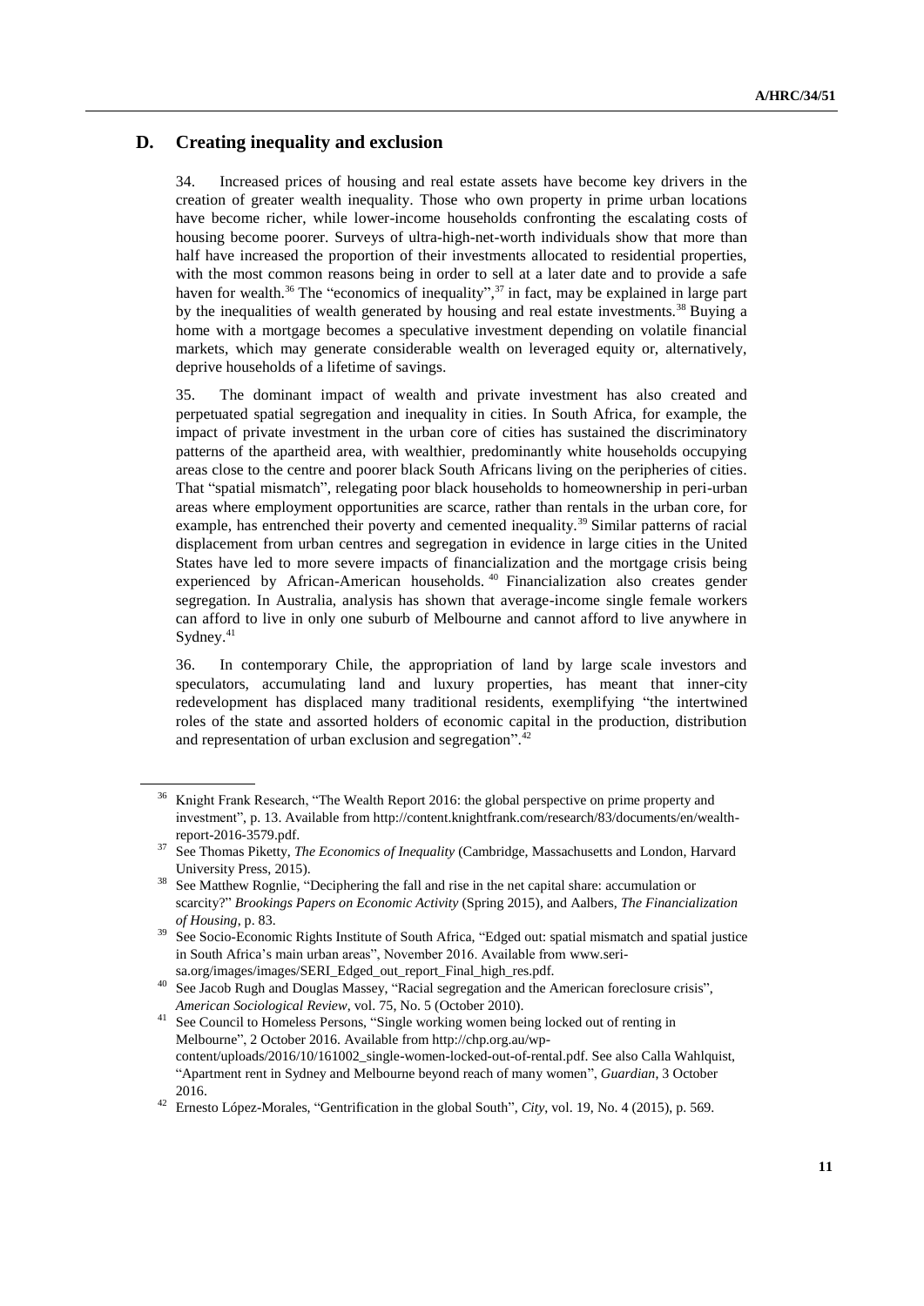## D. Creating inequality and exclusion

34. Increased prices of housing and real estate assets have become key drivers in the creation of greater wealth inequality. Those who own property in prime urban locations have become richer, while lower-income households confronting the escalating costs of housing become poorer. Surveys of ultra-high-net-worth individuals show that more than half have increased the proportion of their investments allocated to residential properties, with the most common reasons being in order to sell at a later date and to provide a safe haven for wealth.[36] The "economics of inequality",[37] in fact, may be explained in large part by the inequalities of wealth generated by housing and real estate investments.[38] Buying a home with a mortgage becomes a speculative investment depending on volatile financial markets, which may generate considerable wealth on leveraged equity or, alternatively, deprive households of a lifetime of savings.

35. The dominant impact of wealth and private investment has also created and perpetuated spatial segregation and inequality in cities. In South Africa, for example, the impact of private investment in the urban core of cities has sustained the discriminatory patterns of the apartheid area, with wealthier, predominantly white households occupying areas close to the centre and poorer black South Africans living on the peripheries of cities. That "spatial mismatch", relegating poor black households to homeownership in peri-urban areas where employment opportunities are scarce, rather than rentals in the urban core, for example, has entrenched their poverty and cemented inequality.[39] Similar patterns of racial displacement from urban centres and segregation in evidence in large cities in the United States have led to more severe impacts of financialization and the mortgage crisis being experienced by African-American households.[40] Financialization also creates gender segregation. In Australia, analysis has shown that average-income single female workers can afford to live in only one suburb of Melbourne and cannot afford to live anywhere in Sydney.[41]

36. In contemporary Chile, the appropriation of land by large scale investors and speculators, accumulating land and luxury properties, has meant that inner-city redevelopment has displaced many traditional residents, exemplifying "the intertwined roles of the state and assorted holders of economic capital in the production, distribution and representation of urban exclusion and segregation".[42]

---

[36] Knight Frank Research, "The Wealth Report 2016: the global perspective on prime property and investment", p. 13. Available from http://content.knightfrank.com/research/83/documents/en/wealth-report-2016-3579.pdf.

[37] See Thomas Piketty, *The Economics of Inequality* (Cambridge, Massachusetts and London, Harvard University Press, 2015).

[38] See Matthew Rognlie, "Deciphering the fall and rise in the net capital share: accumulation or scarcity?" *Brookings Papers on Economic Activity* (Spring 2015), and Aalbers, *The Financialization of Housing*, p. 83.

[39] See Socio-Economic Rights Institute of South Africa, "Edged out: spatial mismatch and spatial justice in South Africa's main urban areas", November 2016. Available from www.seri-sa.org/images/images/SERI_Edged_out_report_Final_high_res.pdf.

[40] See Jacob Rugh and Douglas Massey, "Racial segregation and the American foreclosure crisis", *American Sociological Review*, vol. 75, No. 5 (October 2010).

[41] See Council to Homeless Persons, "Single working women being locked out of renting in Melbourne", 2 October 2016. Available from http://chp.org.au/wp-content/uploads/2016/10/161002_single-women-locked-out-of-rental.pdf. See also Calla Wahlquist, "Apartment rent in Sydney and Melbourne beyond reach of many women", *Guardian*, 3 October 2016.

[42] Ernesto López-Morales, "Gentrification in the global South", *City*, vol. 19, No. 4 (2015), p. 569.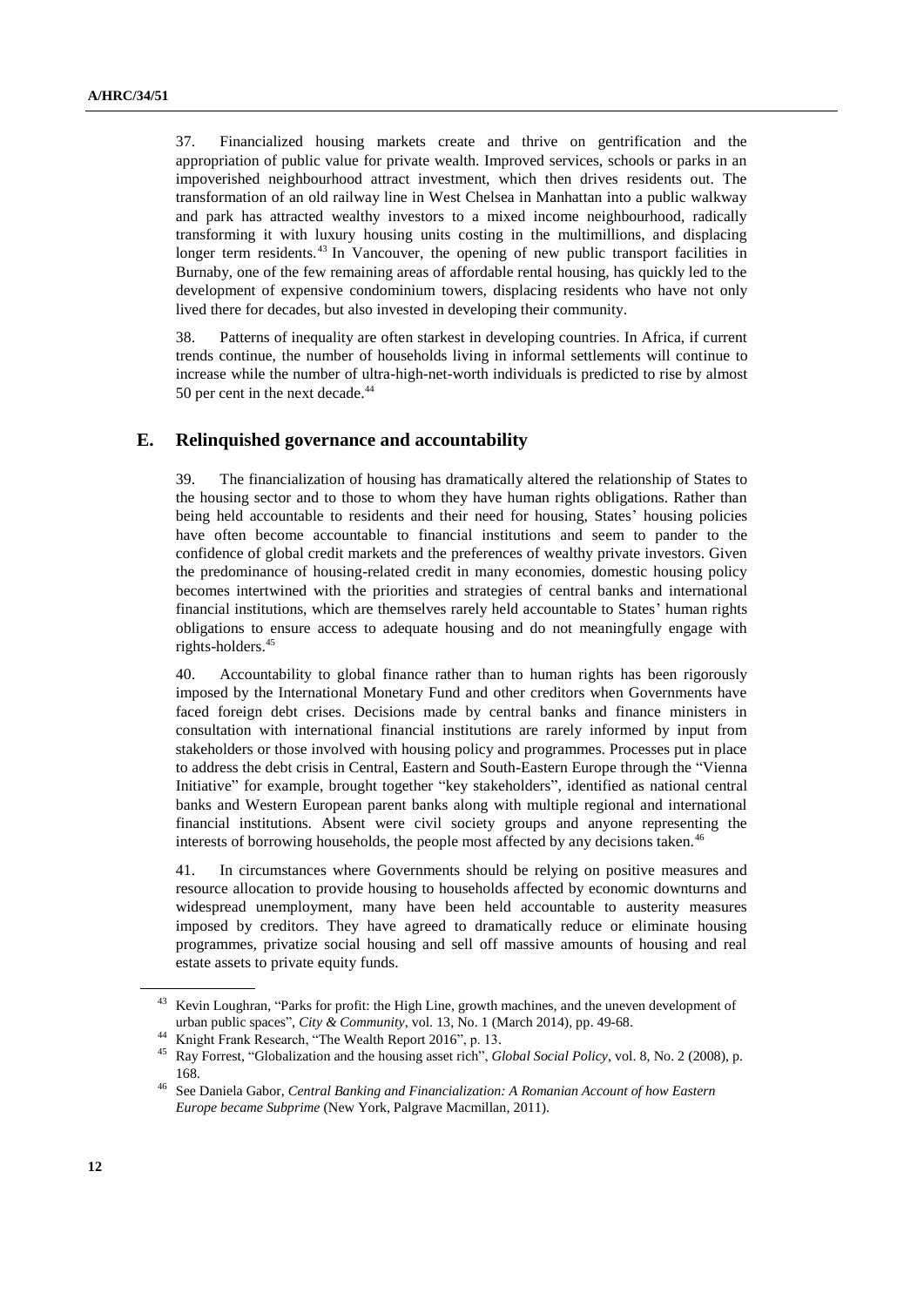37. Financialized housing markets create and thrive on gentrification and the appropriation of public value for private wealth. Improved services, schools or parks in an impoverished neighbourhood attract investment, which then drives residents out. The transformation of an old railway line in West Chelsea in Manhattan into a public walkway and park has attracted wealthy investors to a mixed income neighbourhood, radically transforming it with luxury housing units costing in the multimillions, and displacing longer term residents.[43] In Vancouver, the opening of new public transport facilities in Burnaby, one of the few remaining areas of affordable rental housing, has quickly led to the development of expensive condominium towers, displacing residents who have not only lived there for decades, but also invested in developing their community.

38. Patterns of inequality are often starkest in developing countries. In Africa, if current trends continue, the number of households living in informal settlements will continue to increase while the number of ultra-high-net-worth individuals is predicted to rise by almost 50 per cent in the next decade.[44]

## E. Relinquished governance and accountability

39. The financialization of housing has dramatically altered the relationship of States to the housing sector and to those to whom they have human rights obligations. Rather than being held accountable to residents and their need for housing, States' housing policies have often become accountable to financial institutions and seem to pander to the confidence of global credit markets and the preferences of wealthy private investors. Given the predominance of housing-related credit in many economies, domestic housing policy becomes intertwined with the priorities and strategies of central banks and international financial institutions, which are themselves rarely held accountable to States' human rights obligations to ensure access to adequate housing and do not meaningfully engage with rights-holders.[45]

40. Accountability to global finance rather than to human rights has been rigorously imposed by the International Monetary Fund and other creditors when Governments have faced foreign debt crises. Decisions made by central banks and finance ministers in consultation with international financial institutions are rarely informed by input from stakeholders or those involved with housing policy and programmes. Processes put in place to address the debt crisis in Central, Eastern and South-Eastern Europe through the "Vienna Initiative" for example, brought together "key stakeholders", identified as national central banks and Western European parent banks along with multiple regional and international financial institutions. Absent were civil society groups and anyone representing the interests of borrowing households, the people most affected by any decisions taken.[46]

41. In circumstances where Governments should be relying on positive measures and resource allocation to provide housing to households affected by economic downturns and widespread unemployment, many have been held accountable to austerity measures imposed by creditors. They have agreed to dramatically reduce or eliminate housing programmes, privatize social housing and sell off massive amounts of housing and real estate assets to private equity funds.

---

[43] Kevin Loughran, "Parks for profit: the High Line, growth machines, and the uneven development of urban public spaces", *City & Community*, vol. 13, No. 1 (March 2014), pp. 49-68.

[44] Knight Frank Research, "The Wealth Report 2016", p. 13.

[45] Ray Forrest, "Globalization and the housing asset rich", *Global Social Policy*, vol. 8, No. 2 (2008), p. 168.

[46] See Daniela Gabor, *Central Banking and Financialization: A Romanian Account of how Eastern Europe became Subprime* (New York, Palgrave Macmillan, 2011).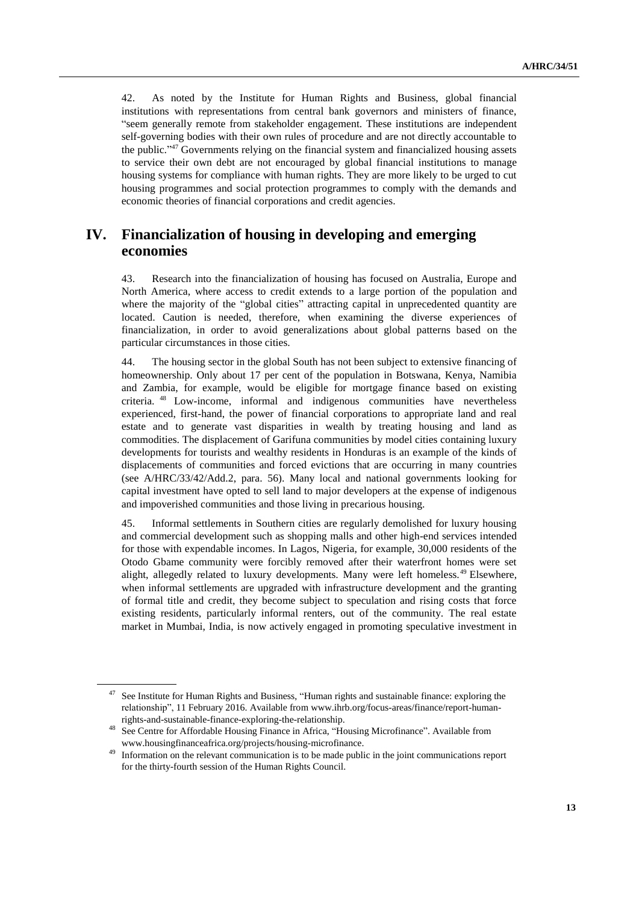42. As noted by the Institute for Human Rights and Business, global financial institutions with representations from central bank governors and ministers of finance, "seem generally remote from stakeholder engagement. These institutions are independent self-governing bodies with their own rules of procedure and are not directly accountable to the public."[47] Governments relying on the financial system and financialized housing assets to service their own debt are not encouraged by global financial institutions to manage housing systems for compliance with human rights. They are more likely to be urged to cut housing programmes and social protection programmes to comply with the demands and economic theories of financial corporations and credit agencies.

# IV. Financialization of housing in developing and emerging economies

43. Research into the financialization of housing has focused on Australia, Europe and North America, where access to credit extends to a large portion of the population and where the majority of the "global cities" attracting capital in unprecedented quantity are located. Caution is needed, therefore, when examining the diverse experiences of financialization, in order to avoid generalizations about global patterns based on the particular circumstances in those cities.

44. The housing sector in the global South has not been subject to extensive financing of homeownership. Only about 17 per cent of the population in Botswana, Kenya, Namibia and Zambia, for example, would be eligible for mortgage finance based on existing criteria.[48] Low-income, informal and indigenous communities have nevertheless experienced, first-hand, the power of financial corporations to appropriate land and real estate and to generate vast disparities in wealth by treating housing and land as commodities. The displacement of Garifuna communities by model cities containing luxury developments for tourists and wealthy residents in Honduras is an example of the kinds of displacements of communities and forced evictions that are occurring in many countries (see A/HRC/33/42/Add.2, para. 56). Many local and national governments looking for capital investment have opted to sell land to major developers at the expense of indigenous and impoverished communities and those living in precarious housing.

45. Informal settlements in Southern cities are regularly demolished for luxury housing and commercial development such as shopping malls and other high-end services intended for those with expendable incomes. In Lagos, Nigeria, for example, 30,000 residents of the Otodo Gbame community were forcibly removed after their waterfront homes were set alight, allegedly related to luxury developments. Many were left homeless.[49] Elsewhere, when informal settlements are upgraded with infrastructure development and the granting of formal title and credit, they become subject to speculation and rising costs that force existing residents, particularly informal renters, out of the community. The real estate market in Mumbai, India, is now actively engaged in promoting speculative investment in

---

[47] See Institute for Human Rights and Business, "Human rights and sustainable finance: exploring the relationship", 11 February 2016. Available from www.ihrb.org/focus-areas/finance/report-human-rights-and-sustainable-finance-exploring-the-relationship.

[48] See Centre for Affordable Housing Finance in Africa, "Housing Microfinance". Available from www.housingfinanceafrica.org/projects/housing-microfinance.

[49] Information on the relevant communication is to be made public in the joint communications report for the thirty-fourth session of the Human Rights Council.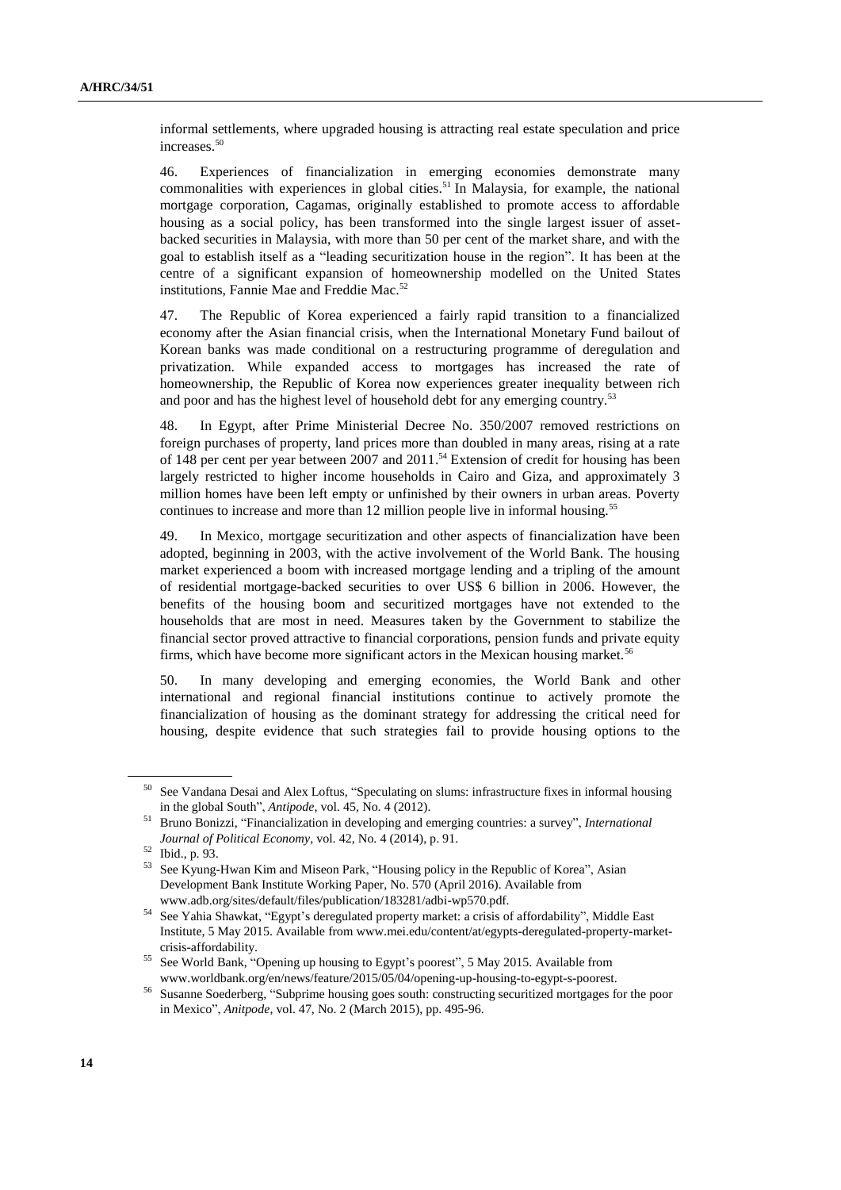informal settlements, where upgraded housing is attracting real estate speculation and price increases.[50]

46. Experiences of financialization in emerging economies demonstrate many commonalities with experiences in global cities.[51] In Malaysia, for example, the national mortgage corporation, Cagamas, originally established to promote access to affordable housing as a social policy, has been transformed into the single largest issuer of asset-backed securities in Malaysia, with more than 50 per cent of the market share, and with the goal to establish itself as a "leading securitization house in the region". It has been at the centre of a significant expansion of homeownership modelled on the United States institutions, Fannie Mae and Freddie Mac.[52]

47. The Republic of Korea experienced a fairly rapid transition to a financialized economy after the Asian financial crisis, when the International Monetary Fund bailout of Korean banks was made conditional on a restructuring programme of deregulation and privatization. While expanded access to mortgages has increased the rate of homeownership, the Republic of Korea now experiences greater inequality between rich and poor and has the highest level of household debt for any emerging country.[53]

48. In Egypt, after Prime Ministerial Decree No. 350/2007 removed restrictions on foreign purchases of property, land prices more than doubled in many areas, rising at a rate of 148 per cent per year between 2007 and 2011.[54] Extension of credit for housing has been largely restricted to higher income households in Cairo and Giza, and approximately 3 million homes have been left empty or unfinished by their owners in urban areas. Poverty continues to increase and more than 12 million people live in informal housing.[55]

49. In Mexico, mortgage securitization and other aspects of financialization have been adopted, beginning in 2003, with the active involvement of the World Bank. The housing market experienced a boom with increased mortgage lending and a tripling of the amount of residential mortgage-backed securities to over US$ 6 billion in 2006. However, the benefits of the housing boom and securitized mortgages have not extended to the households that are most in need. Measures taken by the Government to stabilize the financial sector proved attractive to financial corporations, pension funds and private equity firms, which have become more significant actors in the Mexican housing market.[56]

50. In many developing and emerging economies, the World Bank and other international and regional financial institutions continue to actively promote the financialization of housing as the dominant strategy for addressing the critical need for housing, despite evidence that such strategies fail to provide housing options to the

---

[50] See Vandana Desai and Alex Loftus, "Speculating on slums: infrastructure fixes in informal housing in the global South", *Antipode*, vol. 45, No. 4 (2012).

[51] Bruno Bonizzi, "Financialization in developing and emerging countries: a survey", *International Journal of Political Economy*, vol. 42, No. 4 (2014), p. 91.

[52] Ibid., p. 93.

[53] See Kyung-Hwan Kim and Miseon Park, "Housing policy in the Republic of Korea", Asian Development Bank Institute Working Paper, No. 570 (April 2016). Available from www.adb.org/sites/default/files/publication/183281/adbi-wp570.pdf.

[54] See Yahia Shawkat, "Egypt's deregulated property market: a crisis of affordability", Middle East Institute, 5 May 2015. Available from www.mei.edu/content/at/egypts-deregulated-property-market-crisis-affordability.

[55] See World Bank, "Opening up housing to Egypt's poorest", 5 May 2015. Available from www.worldbank.org/en/news/feature/2015/05/04/opening-up-housing-to-egypt-s-poorest.

[56] Susanne Soederberg, "Subprime housing goes south: constructing securitized mortgages for the poor in Mexico", *Anitpode*, vol. 47, No. 2 (March 2015), pp. 495-96.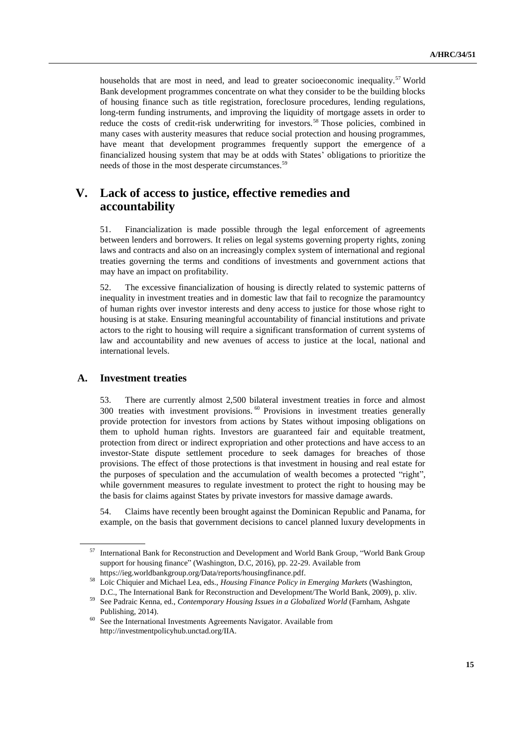households that are most in need, and lead to greater socioeconomic inequality.[57] World Bank development programmes concentrate on what they consider to be the building blocks of housing finance such as title registration, foreclosure procedures, lending regulations, long-term funding instruments, and improving the liquidity of mortgage assets in order to reduce the costs of credit-risk underwriting for investors.[58] Those policies, combined in many cases with austerity measures that reduce social protection and housing programmes, have meant that development programmes frequently support the emergence of a financialized housing system that may be at odds with States' obligations to prioritize the needs of those in the most desperate circumstances.[59]

# V. Lack of access to justice, effective remedies and accountability

51. Financialization is made possible through the legal enforcement of agreements between lenders and borrowers. It relies on legal systems governing property rights, zoning laws and contracts and also on an increasingly complex system of international and regional treaties governing the terms and conditions of investments and government actions that may have an impact on profitability.

52. The excessive financialization of housing is directly related to systemic patterns of inequality in investment treaties and in domestic law that fail to recognize the paramountcy of human rights over investor interests and deny access to justice for those whose right to housing is at stake. Ensuring meaningful accountability of financial institutions and private actors to the right to housing will require a significant transformation of current systems of law and accountability and new avenues of access to justice at the local, national and international levels.

## A. Investment treaties

53. There are currently almost 2,500 bilateral investment treaties in force and almost 300 treaties with investment provisions.[60] Provisions in investment treaties generally provide protection for investors from actions by States without imposing obligations on them to uphold human rights. Investors are guaranteed fair and equitable treatment, protection from direct or indirect expropriation and other protections and have access to an investor-State dispute settlement procedure to seek damages for breaches of those provisions. The effect of those protections is that investment in housing and real estate for the purposes of speculation and the accumulation of wealth becomes a protected "right", while government measures to regulate investment to protect the right to housing may be the basis for claims against States by private investors for massive damage awards.

54. Claims have recently been brought against the Dominican Republic and Panama, for example, on the basis that government decisions to cancel planned luxury developments in

---

[57] International Bank for Reconstruction and Development and World Bank Group, "World Bank Group support for housing finance" (Washington, D.C, 2016), pp. 22-29. Available from https://ieg.worldbankgroup.org/Data/reports/housingfinance.pdf.

[58] Loïc Chiquier and Michael Lea, eds., *Housing Finance Policy in Emerging Markets* (Washington, D.C., The International Bank for Reconstruction and Development/The World Bank, 2009), p. xliv.

[59] See Padraic Kenna, ed., *Contemporary Housing Issues in a Globalized World* (Farnham, Ashgate Publishing, 2014).

[60] See the International Investments Agreements Navigator. Available from http://investmentpolicyhub.unctad.org/IIA.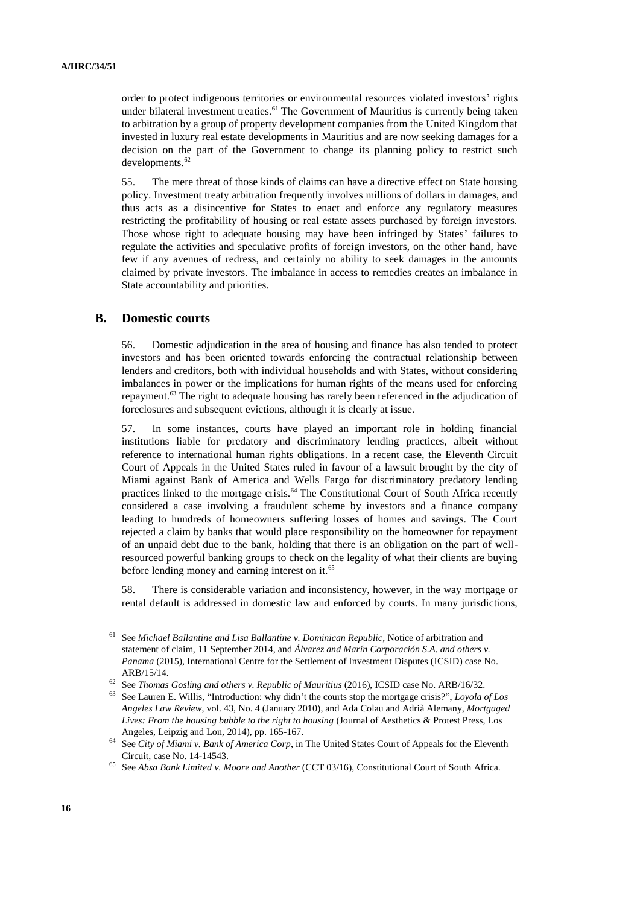order to protect indigenous territories or environmental resources violated investors' rights under bilateral investment treaties.[61] The Government of Mauritius is currently being taken to arbitration by a group of property development companies from the United Kingdom that invested in luxury real estate developments in Mauritius and are now seeking damages for a decision on the part of the Government to change its planning policy to restrict such developments.[62]

55. The mere threat of those kinds of claims can have a directive effect on State housing policy. Investment treaty arbitration frequently involves millions of dollars in damages, and thus acts as a disincentive for States to enact and enforce any regulatory measures restricting the profitability of housing or real estate assets purchased by foreign investors. Those whose right to adequate housing may have been infringed by States' failures to regulate the activities and speculative profits of foreign investors, on the other hand, have few if any avenues of redress, and certainly no ability to seek damages in the amounts claimed by private investors. The imbalance in access to remedies creates an imbalance in State accountability and priorities.

## B. Domestic courts

56. Domestic adjudication in the area of housing and finance has also tended to protect investors and has been oriented towards enforcing the contractual relationship between lenders and creditors, both with individual households and with States, without considering imbalances in power or the implications for human rights of the means used for enforcing repayment.[63] The right to adequate housing has rarely been referenced in the adjudication of foreclosures and subsequent evictions, although it is clearly at issue.

57. In some instances, courts have played an important role in holding financial institutions liable for predatory and discriminatory lending practices, albeit without reference to international human rights obligations. In a recent case, the Eleventh Circuit Court of Appeals in the United States ruled in favour of a lawsuit brought by the city of Miami against Bank of America and Wells Fargo for discriminatory predatory lending practices linked to the mortgage crisis.[64] The Constitutional Court of South Africa recently considered a case involving a fraudulent scheme by investors and a finance company leading to hundreds of homeowners suffering losses of homes and savings. The Court rejected a claim by banks that would place responsibility on the homeowner for repayment of an unpaid debt due to the bank, holding that there is an obligation on the part of well-resourced powerful banking groups to check on the legality of what their clients are buying before lending money and earning interest on it.[65]

58. There is considerable variation and inconsistency, however, in the way mortgage or rental default is addressed in domestic law and enforced by courts. In many jurisdictions,

---

[61] See *Michael Ballantine and Lisa Ballantine v. Dominican Republic*, Notice of arbitration and statement of claim, 11 September 2014, and *Álvarez and Marín Corporación S.A. and others v. Panama* (2015), International Centre for the Settlement of Investment Disputes (ICSID) case No. ARB/15/14.

[62] See *Thomas Gosling and others v. Republic of Mauritius* (2016), ICSID case No. ARB/16/32.

[63] See Lauren E. Willis, "Introduction: why didn't the courts stop the mortgage crisis?", *Loyola of Los Angeles Law Review*, vol. 43, No. 4 (January 2010), and Ada Colau and Adrià Alemany, *Mortgaged Lives: From the housing bubble to the right to housing* (Journal of Aesthetics & Protest Press, Los Angeles, Leipzig and Lon, 2014), pp. 165-167.

[64] See *City of Miami v. Bank of America Corp*, in The United States Court of Appeals for the Eleventh Circuit, case No. 14-14543.

[65] See *Absa Bank Limited v. Moore and Another* (CCT 03/16), Constitutional Court of South Africa.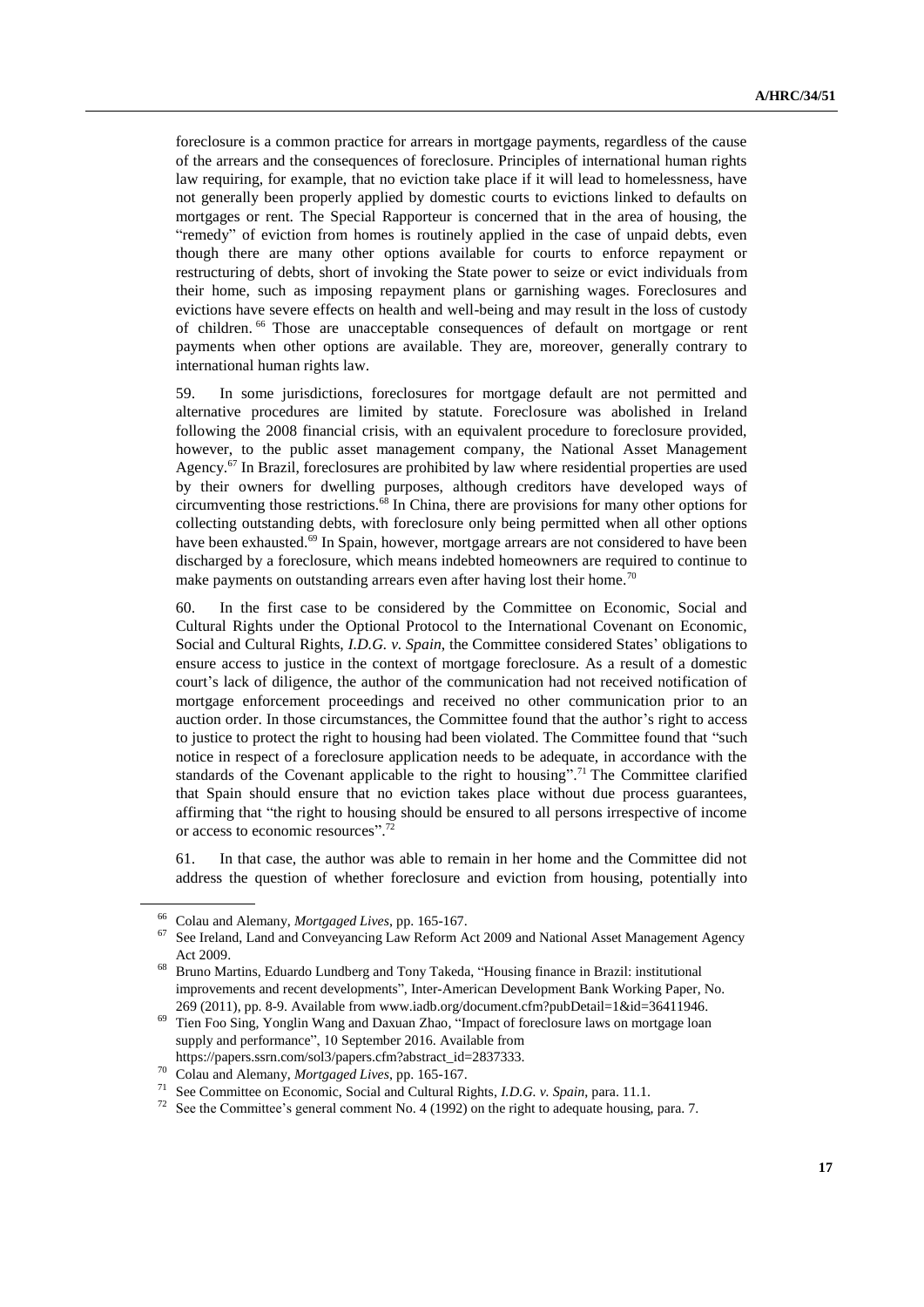foreclosure is a common practice for arrears in mortgage payments, regardless of the cause of the arrears and the consequences of foreclosure. Principles of international human rights law requiring, for example, that no eviction take place if it will lead to homelessness, have not generally been properly applied by domestic courts to evictions linked to defaults on mortgages or rent. The Special Rapporteur is concerned that in the area of housing, the "remedy" of eviction from homes is routinely applied in the case of unpaid debts, even though there are many other options available for courts to enforce repayment or restructuring of debts, short of invoking the State power to seize or evict individuals from their home, such as imposing repayment plans or garnishing wages. Foreclosures and evictions have severe effects on health and well-being and may result in the loss of custody of children.[66] Those are unacceptable consequences of default on mortgage or rent payments when other options are available. They are, moreover, generally contrary to international human rights law.

59. In some jurisdictions, foreclosures for mortgage default are not permitted and alternative procedures are limited by statute. Foreclosure was abolished in Ireland following the 2008 financial crisis, with an equivalent procedure to foreclosure provided, however, to the public asset management company, the National Asset Management Agency.[67] In Brazil, foreclosures are prohibited by law where residential properties are used by their owners for dwelling purposes, although creditors have developed ways of circumventing those restrictions.[68] In China, there are provisions for many other options for collecting outstanding debts, with foreclosure only being permitted when all other options have been exhausted.[69] In Spain, however, mortgage arrears are not considered to have been discharged by a foreclosure, which means indebted homeowners are required to continue to make payments on outstanding arrears even after having lost their home.[70]

60. In the first case to be considered by the Committee on Economic, Social and Cultural Rights under the Optional Protocol to the International Covenant on Economic, Social and Cultural Rights, *I.D.G. v. Spain*, the Committee considered States' obligations to ensure access to justice in the context of mortgage foreclosure. As a result of a domestic court's lack of diligence, the author of the communication had not received notification of mortgage enforcement proceedings and received no other communication prior to an auction order. In those circumstances, the Committee found that the author's right to access to justice to protect the right to housing had been violated. The Committee found that "such notice in respect of a foreclosure application needs to be adequate, in accordance with the standards of the Covenant applicable to the right to housing".[71] The Committee clarified that Spain should ensure that no eviction takes place without due process guarantees, affirming that "the right to housing should be ensured to all persons irrespective of income or access to economic resources".[72]

61. In that case, the author was able to remain in her home and the Committee did not address the question of whether foreclosure and eviction from housing, potentially into

---

[66] Colau and Alemany, *Mortgaged Lives*, pp. 165-167.

[67] See Ireland, Land and Conveyancing Law Reform Act 2009 and National Asset Management Agency Act 2009.

[68] Bruno Martins, Eduardo Lundberg and Tony Takeda, "Housing finance in Brazil: institutional improvements and recent developments", Inter-American Development Bank Working Paper, No. 269 (2011), pp. 8-9. Available from www.iadb.org/document.cfm?pubDetail=1&id=36411946.

[69] Tien Foo Sing, Yonglin Wang and Daxuan Zhao, "Impact of foreclosure laws on mortgage loan supply and performance", 10 September 2016. Available from https://papers.ssrn.com/sol3/papers.cfm?abstract_id=2837333.

[70] Colau and Alemany, *Mortgaged Lives*, pp. 165-167.

[71] See Committee on Economic, Social and Cultural Rights, *I.D.G. v. Spain*, para. 11.1.

[72] See the Committee's general comment No. 4 (1992) on the right to adequate housing, para. 7.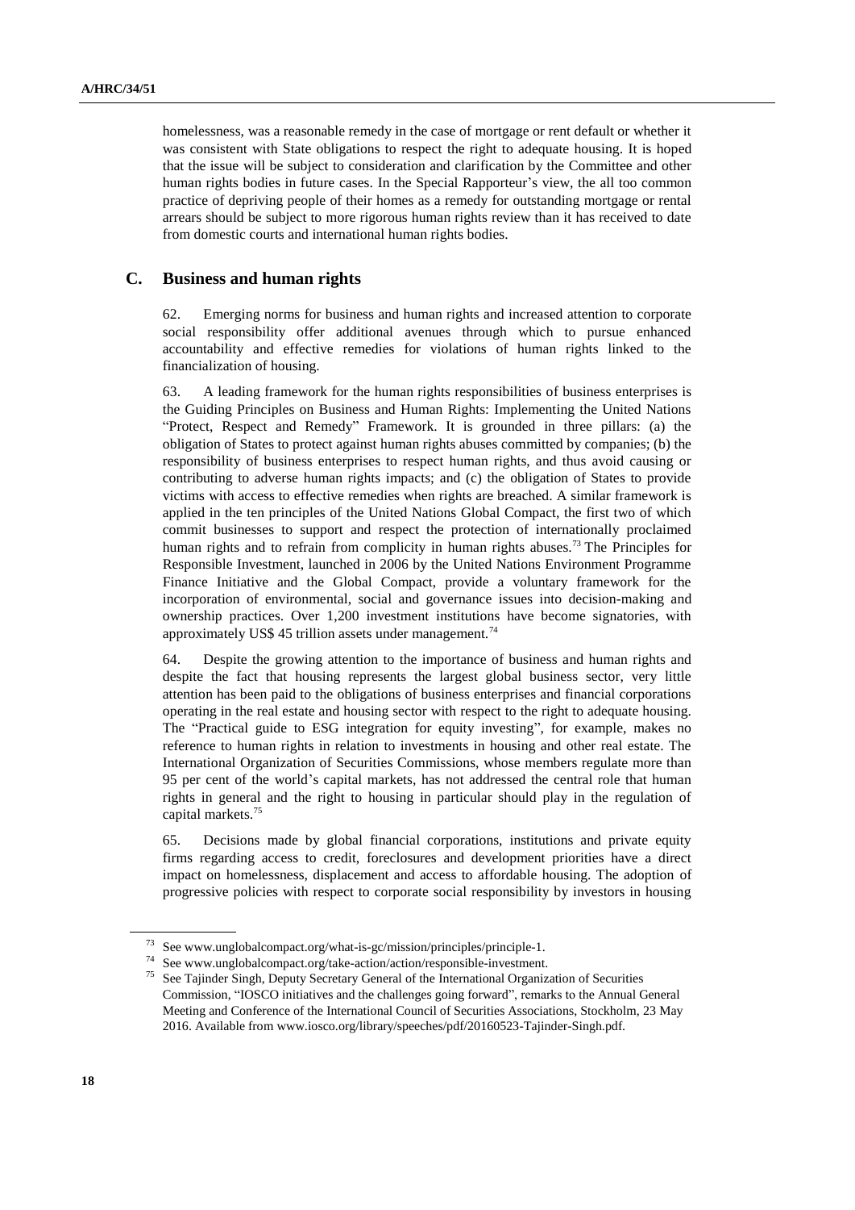homelessness, was a reasonable remedy in the case of mortgage or rent default or whether it was consistent with State obligations to respect the right to adequate housing. It is hoped that the issue will be subject to consideration and clarification by the Committee and other human rights bodies in future cases. In the Special Rapporteur's view, the all too common practice of depriving people of their homes as a remedy for outstanding mortgage or rental arrears should be subject to more rigorous human rights review than it has received to date from domestic courts and international human rights bodies.

## C. Business and human rights

62. Emerging norms for business and human rights and increased attention to corporate social responsibility offer additional avenues through which to pursue enhanced accountability and effective remedies for violations of human rights linked to the financialization of housing.

63. A leading framework for the human rights responsibilities of business enterprises is the Guiding Principles on Business and Human Rights: Implementing the United Nations "Protect, Respect and Remedy" Framework. It is grounded in three pillars: (a) the obligation of States to protect against human rights abuses committed by companies; (b) the responsibility of business enterprises to respect human rights, and thus avoid causing or contributing to adverse human rights impacts; and (c) the obligation of States to provide victims with access to effective remedies when rights are breached. A similar framework is applied in the ten principles of the United Nations Global Compact, the first two of which commit businesses to support and respect the protection of internationally proclaimed human rights and to refrain from complicity in human rights abuses.[73] The Principles for Responsible Investment, launched in 2006 by the United Nations Environment Programme Finance Initiative and the Global Compact, provide a voluntary framework for the incorporation of environmental, social and governance issues into decision-making and ownership practices. Over 1,200 investment institutions have become signatories, with approximately US$ 45 trillion assets under management.[74]

64. Despite the growing attention to the importance of business and human rights and despite the fact that housing represents the largest global business sector, very little attention has been paid to the obligations of business enterprises and financial corporations operating in the real estate and housing sector with respect to the right to adequate housing. The "Practical guide to ESG integration for equity investing", for example, makes no reference to human rights in relation to investments in housing and other real estate. The International Organization of Securities Commissions, whose members regulate more than 95 per cent of the world's capital markets, has not addressed the central role that human rights in general and the right to housing in particular should play in the regulation of capital markets.[75]

65. Decisions made by global financial corporations, institutions and private equity firms regarding access to credit, foreclosures and development priorities have a direct impact on homelessness, displacement and access to affordable housing. The adoption of progressive policies with respect to corporate social responsibility by investors in housing

---

[73] See www.unglobalcompact.org/what-is-gc/mission/principles/principle-1.

[74] See www.unglobalcompact.org/take-action/action/responsible-investment.

[75] See Tajinder Singh, Deputy Secretary General of the International Organization of Securities Commission, "IOSCO initiatives and the challenges going forward", remarks to the Annual General Meeting and Conference of the International Council of Securities Associations, Stockholm, 23 May 2016. Available from www.iosco.org/library/speeches/pdf/20160523-Tajinder-Singh.pdf.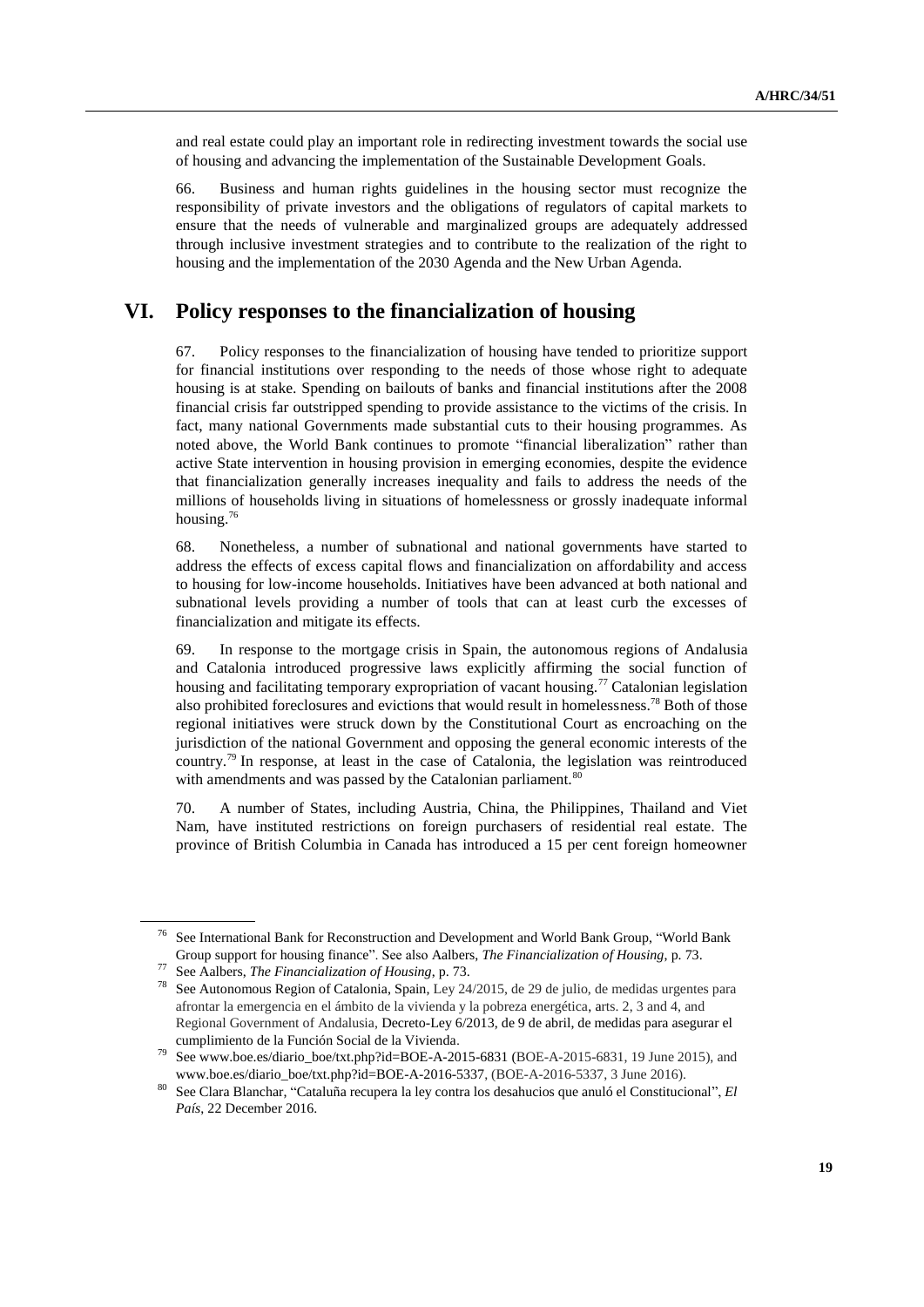and real estate could play an important role in redirecting investment towards the social use of housing and advancing the implementation of the Sustainable Development Goals.

66. Business and human rights guidelines in the housing sector must recognize the responsibility of private investors and the obligations of regulators of capital markets to ensure that the needs of vulnerable and marginalized groups are adequately addressed through inclusive investment strategies and to contribute to the realization of the right to housing and the implementation of the 2030 Agenda and the New Urban Agenda.

## VI. Policy responses to the financialization of housing

67. Policy responses to the financialization of housing have tended to prioritize support for financial institutions over responding to the needs of those whose right to adequate housing is at stake. Spending on bailouts of banks and financial institutions after the 2008 financial crisis far outstripped spending to provide assistance to the victims of the crisis. In fact, many national Governments made substantial cuts to their housing programmes. As noted above, the World Bank continues to promote "financial liberalization" rather than active State intervention in housing provision in emerging economies, despite the evidence that financialization generally increases inequality and fails to address the needs of the millions of households living in situations of homelessness or grossly inadequate informal housing.[76]

68. Nonetheless, a number of subnational and national governments have started to address the effects of excess capital flows and financialization on affordability and access to housing for low-income households. Initiatives have been advanced at both national and subnational levels providing a number of tools that can at least curb the excesses of financialization and mitigate its effects.

69. In response to the mortgage crisis in Spain, the autonomous regions of Andalusia and Catalonia introduced progressive laws explicitly affirming the social function of housing and facilitating temporary expropriation of vacant housing.[77] Catalonian legislation also prohibited foreclosures and evictions that would result in homelessness.[78] Both of those regional initiatives were struck down by the Constitutional Court as encroaching on the jurisdiction of the national Government and opposing the general economic interests of the country.[79] In response, at least in the case of Catalonia, the legislation was reintroduced with amendments and was passed by the Catalonian parliament.[80]

70. A number of States, including Austria, China, the Philippines, Thailand and Viet Nam, have instituted restrictions on foreign purchasers of residential real estate. The province of British Columbia in Canada has introduced a 15 per cent foreign homeowner

---

[76] See International Bank for Reconstruction and Development and World Bank Group, "World Bank Group support for housing finance". See also Aalbers, *The Financialization of Housing*, p. 73.

[77] See Aalbers, *The Financialization of Housing*, p. 73.

[78] See Autonomous Region of Catalonia, Spain, Ley 24/2015, de 29 de julio, de medidas urgentes para afrontar la emergencia en el ámbito de la vivienda y la pobreza energética, arts. 2, 3 and 4, and Regional Government of Andalusia, Decreto-Ley 6/2013, de 9 de abril, de medidas para asegurar el cumplimiento de la Función Social de la Vivienda.

[79] See www.boe.es/diario_boe/txt.php?id=BOE-A-2015-6831 (BOE-A-2015-6831, 19 June 2015), and www.boe.es/diario_boe/txt.php?id=BOE-A-2016-5337, (BOE-A-2016-5337, 3 June 2016).

[80] See Clara Blanchar, "Cataluña recupera la ley contra los desahucios que anuló el Constitucional", *El País*, 22 December 2016.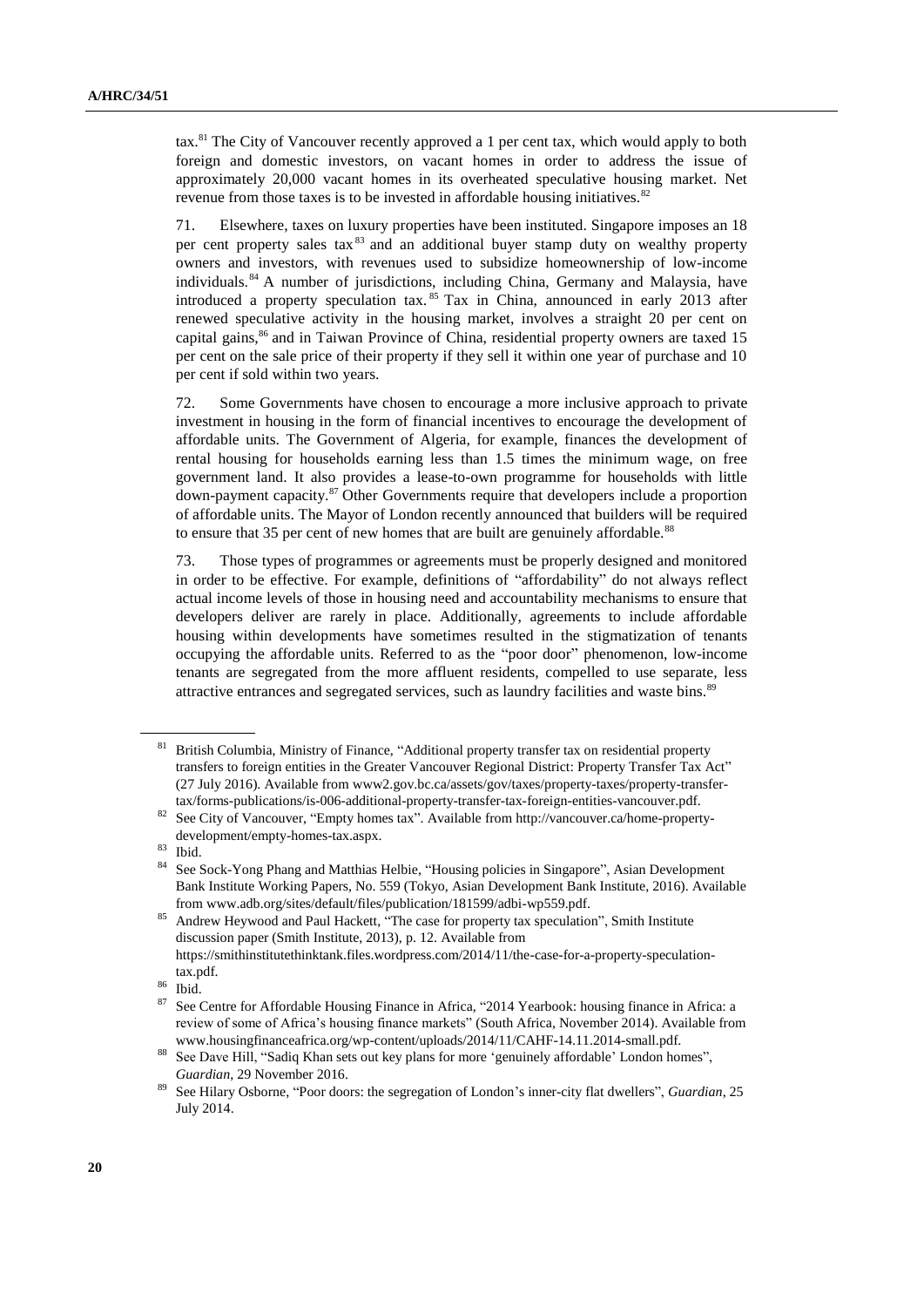tax.[81] The City of Vancouver recently approved a 1 per cent tax, which would apply to both foreign and domestic investors, on vacant homes in order to address the issue of approximately 20,000 vacant homes in its overheated speculative housing market. Net revenue from those taxes is to be invested in affordable housing initiatives.[82]

71. Elsewhere, taxes on luxury properties have been instituted. Singapore imposes an 18 per cent property sales tax[83] and an additional buyer stamp duty on wealthy property owners and investors, with revenues used to subsidize homeownership of low-income individuals.[84] A number of jurisdictions, including China, Germany and Malaysia, have introduced a property speculation tax.[85] Tax in China, announced in early 2013 after renewed speculative activity in the housing market, involves a straight 20 per cent on capital gains,[86] and in Taiwan Province of China, residential property owners are taxed 15 per cent on the sale price of their property if they sell it within one year of purchase and 10 per cent if sold within two years.

72. Some Governments have chosen to encourage a more inclusive approach to private investment in housing in the form of financial incentives to encourage the development of affordable units. The Government of Algeria, for example, finances the development of rental housing for households earning less than 1.5 times the minimum wage, on free government land. It also provides a lease-to-own programme for households with little down-payment capacity.[87] Other Governments require that developers include a proportion of affordable units. The Mayor of London recently announced that builders will be required to ensure that 35 per cent of new homes that are built are genuinely affordable.[88]

73. Those types of programmes or agreements must be properly designed and monitored in order to be effective. For example, definitions of "affordability" do not always reflect actual income levels of those in housing need and accountability mechanisms to ensure that developers deliver are rarely in place. Additionally, agreements to include affordable housing within developments have sometimes resulted in the stigmatization of tenants occupying the affordable units. Referred to as the "poor door" phenomenon, low-income tenants are segregated from the more affluent residents, compelled to use separate, less attractive entrances and segregated services, such as laundry facilities and waste bins.[89]

---

[81] British Columbia, Ministry of Finance, "Additional property transfer tax on residential property transfers to foreign entities in the Greater Vancouver Regional District: Property Transfer Tax Act" (27 July 2016). Available from www2.gov.bc.ca/assets/gov/taxes/property-taxes/property-transfer-tax/forms-publications/is-006-additional-property-transfer-tax-foreign-entities-vancouver.pdf.

[82] See City of Vancouver, "Empty homes tax". Available from http://vancouver.ca/home-property-development/empty-homes-tax.aspx.

[83] Ibid.

[84] See Sock-Yong Phang and Matthias Helbie, "Housing policies in Singapore", Asian Development Bank Institute Working Papers, No. 559 (Tokyo, Asian Development Bank Institute, 2016). Available from www.adb.org/sites/default/files/publication/181599/adbi-wp559.pdf.

[85] Andrew Heywood and Paul Hackett, "The case for property tax speculation", Smith Institute discussion paper (Smith Institute, 2013), p. 12. Available from https://smithinstitutethinktank.files.wordpress.com/2014/11/the-case-for-a-property-speculation-tax.pdf.

[86] Ibid.

[87] See Centre for Affordable Housing Finance in Africa, "2014 Yearbook: housing finance in Africa: a review of some of Africa's housing finance markets" (South Africa, November 2014). Available from www.housingfinanceafrica.org/wp-content/uploads/2014/11/CAHF-14.11.2014-small.pdf.

[88] See Dave Hill, "Sadiq Khan sets out key plans for more 'genuinely affordable' London homes", *Guardian*, 29 November 2016.

[89] See Hilary Osborne, "Poor doors: the segregation of London's inner-city flat dwellers", *Guardian*, 25 July 2014.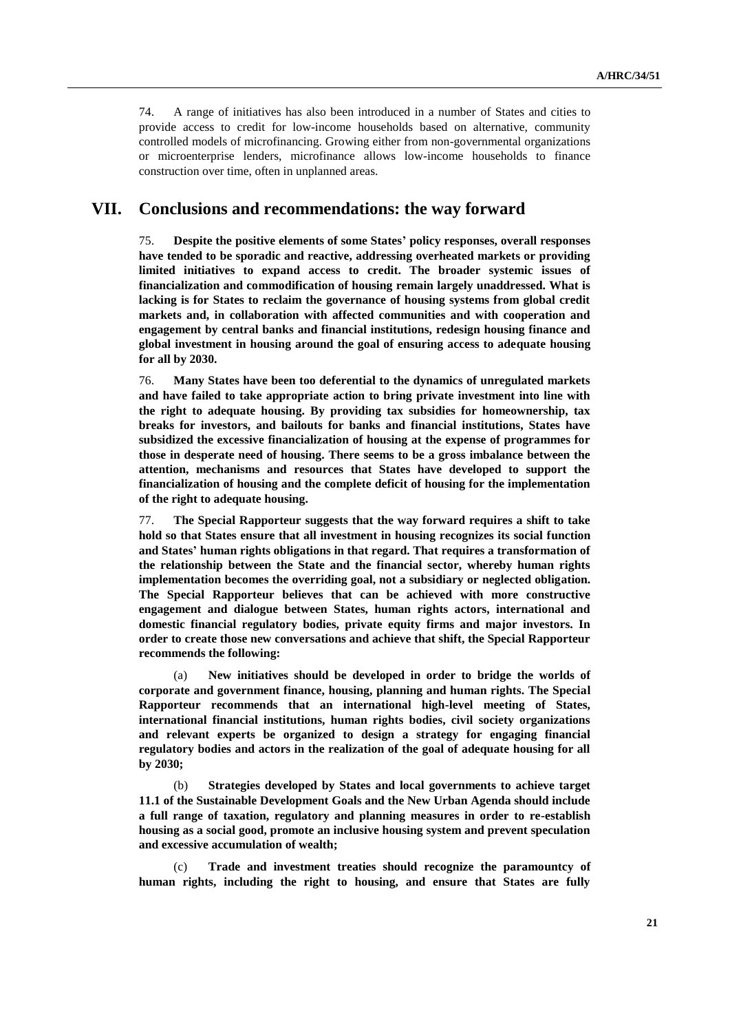74. A range of initiatives has also been introduced in a number of States and cities to provide access to credit for low-income households based on alternative, community controlled models of microfinancing. Growing either from non-governmental organizations or microenterprise lenders, microfinance allows low-income households to finance construction over time, often in unplanned areas.

# VII. Conclusions and recommendations: the way forward

75. **Despite the positive elements of some States' policy responses, overall responses have tended to be sporadic and reactive, addressing overheated markets or providing limited initiatives to expand access to credit. The broader systemic issues of financialization and commodification of housing remain largely unaddressed. What is lacking is for States to reclaim the governance of housing systems from global credit markets and, in collaboration with affected communities and with cooperation and engagement by central banks and financial institutions, redesign housing finance and global investment in housing around the goal of ensuring access to adequate housing for all by 2030.**

76. **Many States have been too deferential to the dynamics of unregulated markets and have failed to take appropriate action to bring private investment into line with the right to adequate housing. By providing tax subsidies for homeownership, tax breaks for investors, and bailouts for banks and financial institutions, States have subsidized the excessive financialization of housing at the expense of programmes for those in desperate need of housing. There seems to be a gross imbalance between the attention, mechanisms and resources that States have developed to support the financialization of housing and the complete deficit of housing for the implementation of the right to adequate housing.**

77. **The Special Rapporteur suggests that the way forward requires a shift to take hold so that States ensure that all investment in housing recognizes its social function and States' human rights obligations in that regard. That requires a transformation of the relationship between the State and the financial sector, whereby human rights implementation becomes the overriding goal, not a subsidiary or neglected obligation. The Special Rapporteur believes that can be achieved with more constructive engagement and dialogue between States, human rights actors, international and domestic financial regulatory bodies, private equity firms and major investors. In order to create those new conversations and achieve that shift, the Special Rapporteur recommends the following:**

(a) **New initiatives should be developed in order to bridge the worlds of corporate and government finance, housing, planning and human rights. The Special Rapporteur recommends that an international high-level meeting of States, international financial institutions, human rights bodies, civil society organizations and relevant experts be organized to design a strategy for engaging financial regulatory bodies and actors in the realization of the goal of adequate housing for all by 2030;**

(b) **Strategies developed by States and local governments to achieve target 11.1 of the Sustainable Development Goals and the New Urban Agenda should include a full range of taxation, regulatory and planning measures in order to re-establish housing as a social good, promote an inclusive housing system and prevent speculation and excessive accumulation of wealth;**

(c) **Trade and investment treaties should recognize the paramountcy of human rights, including the right to housing, and ensure that States are fully**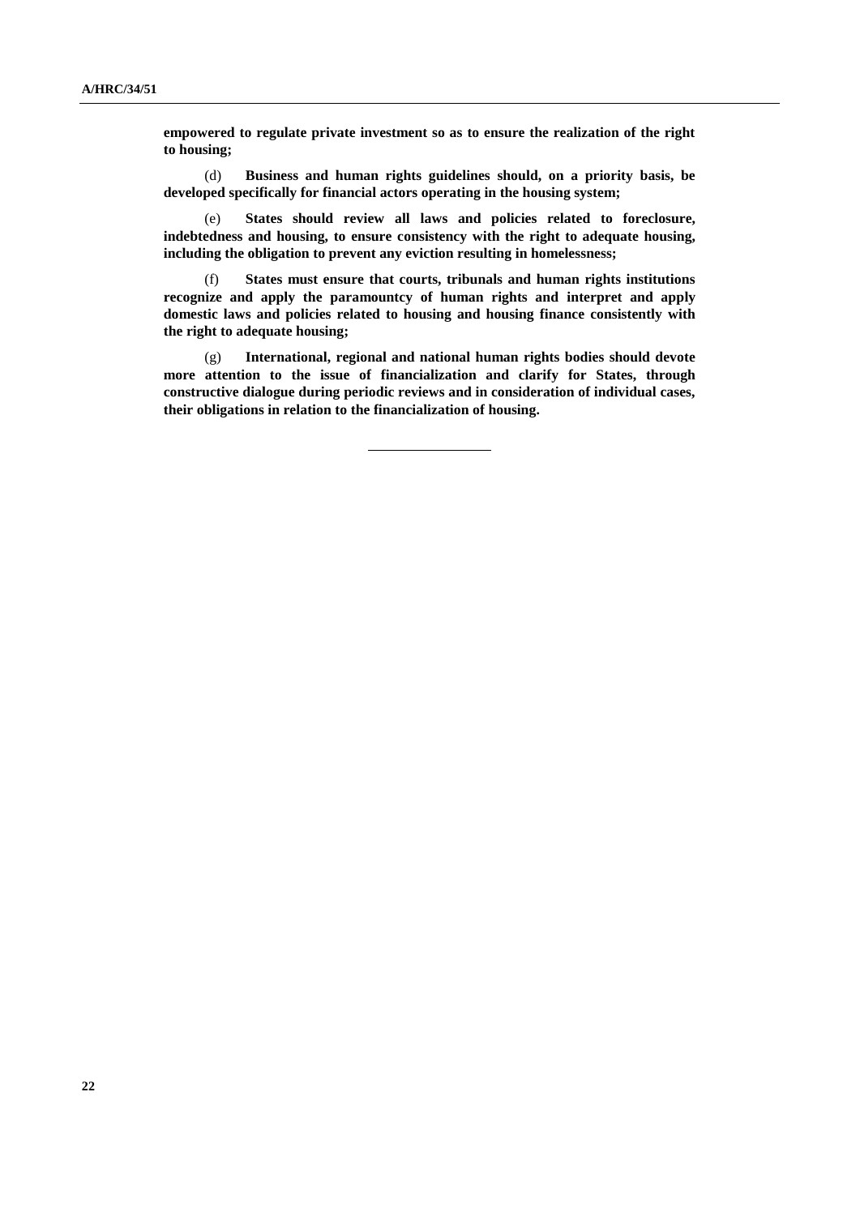**empowered to regulate private investment so as to ensure the realization of the right to housing;**

(d) **Business and human rights guidelines should, on a priority basis, be developed specifically for financial actors operating in the housing system;**

(e) **States should review all laws and policies related to foreclosure, indebtedness and housing, to ensure consistency with the right to adequate housing, including the obligation to prevent any eviction resulting in homelessness;**

(f) **States must ensure that courts, tribunals and human rights institutions recognize and apply the paramountcy of human rights and interpret and apply domestic laws and policies related to housing and housing finance consistently with the right to adequate housing;**

(g) **International, regional and national human rights bodies should devote more attention to the issue of financialization and clarify for States, through constructive dialogue during periodic reviews and in consideration of individual cases, their obligations in relation to the financialization of housing.**